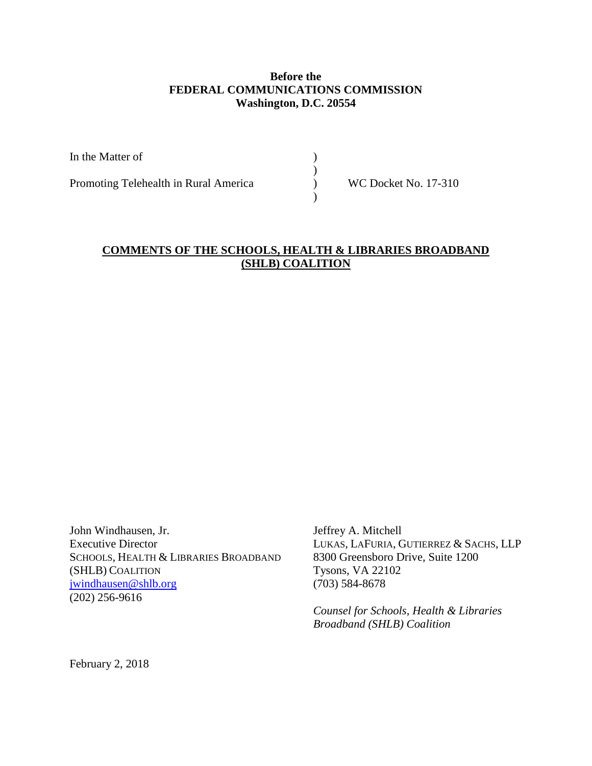**Before the**
**FEDERAL COMMUNICATIONS COMMISSION**
**Washington, D.C. 20554**

| | | |
|---|---|---|
| In the Matter of | ) | |
| | ) | |
| Promoting Telehealth in Rural America | ) | WC Docket No. 17-310 |
| | ) | |

**COMMENTS OF THE SCHOOLS, HEALTH & LIBRARIES BROADBAND (SHLB) COALITION**

John Windhausen, Jr.
Executive Director
SCHOOLS, HEALTH & LIBRARIES BROADBAND (SHLB) COALITION
jwindhausen@shlb.org
(202) 256-9616

Jeffrey A. Mitchell
LUKAS, LAFURIA, GUTIERREZ & SACHS, LLP
8300 Greensboro Drive, Suite 1200
Tysons, VA 22102
(703) 584-8678

*Counsel for Schools, Health & Libraries Broadband (SHLB) Coalition*

February 2, 2018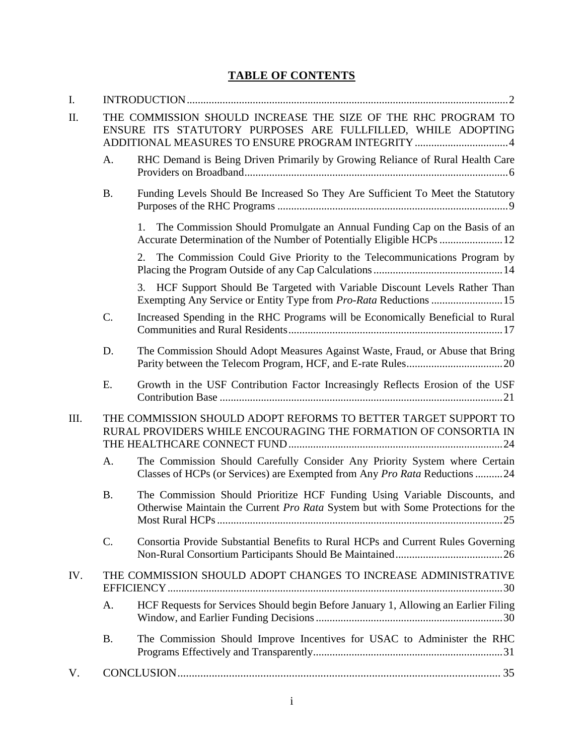# TABLE OF CONTENTS

I. INTRODUCTION .......... 2

II. THE COMMISSION SHOULD INCREASE THE SIZE OF THE RHC PROGRAM TO ENSURE ITS STATUTORY PURPOSES ARE FULLFILLED, WHILE ADOPTING ADDITIONAL MEASURES TO ENSURE PROGRAM INTEGRITY .......... 4

- A. RHC Demand is Being Driven Primarily by Growing Reliance of Rural Health Care Providers on Broadband .......... 6
- B. Funding Levels Should Be Increased So They Are Sufficient To Meet the Statutory Purposes of the RHC Programs .......... 9
  - 1. The Commission Should Promulgate an Annual Funding Cap on the Basis of an Accurate Determination of the Number of Potentially Eligible HCPs .......... 12
  - 2. The Commission Could Give Priority to the Telecommunications Program by Placing the Program Outside of any Cap Calculations .......... 14
  - 3. HCF Support Should Be Targeted with Variable Discount Levels Rather Than Exempting Any Service or Entity Type from *Pro-Rata* Reductions .......... 15
- C. Increased Spending in the RHC Programs will be Economically Beneficial to Rural Communities and Rural Residents .......... 17
- D. The Commission Should Adopt Measures Against Waste, Fraud, or Abuse that Bring Parity between the Telecom Program, HCF, and E-rate Rules .......... 20
- E. Growth in the USF Contribution Factor Increasingly Reflects Erosion of the USF Contribution Base .......... 21

III. THE COMMISSION SHOULD ADOPT REFORMS TO BETTER TARGET SUPPORT TO RURAL PROVIDERS WHILE ENCOURAGING THE FORMATION OF CONSORTIA IN THE HEALTHCARE CONNECT FUND .......... 24

- A. The Commission Should Carefully Consider Any Priority System where Certain Classes of HCPs (or Services) are Exempted from Any *Pro Rata* Reductions .......... 24
- B. The Commission Should Prioritize HCF Funding Using Variable Discounts, and Otherwise Maintain the Current *Pro Rata* System but with Some Protections for the Most Rural HCPs .......... 25
- C. Consortia Provide Substantial Benefits to Rural HCPs and Current Rules Governing Non-Rural Consortium Participants Should Be Maintained .......... 26

IV. THE COMMISSION SHOULD ADOPT CHANGES TO INCREASE ADMINISTRATIVE EFFICIENCY .......... 30

- A. HCF Requests for Services Should begin Before January 1, Allowing an Earlier Filing Window, and Earlier Funding Decisions .......... 30
- B. The Commission Should Improve Incentives for USAC to Administer the RHC Programs Effectively and Transparently .......... 31

V. CONCLUSION .......... 35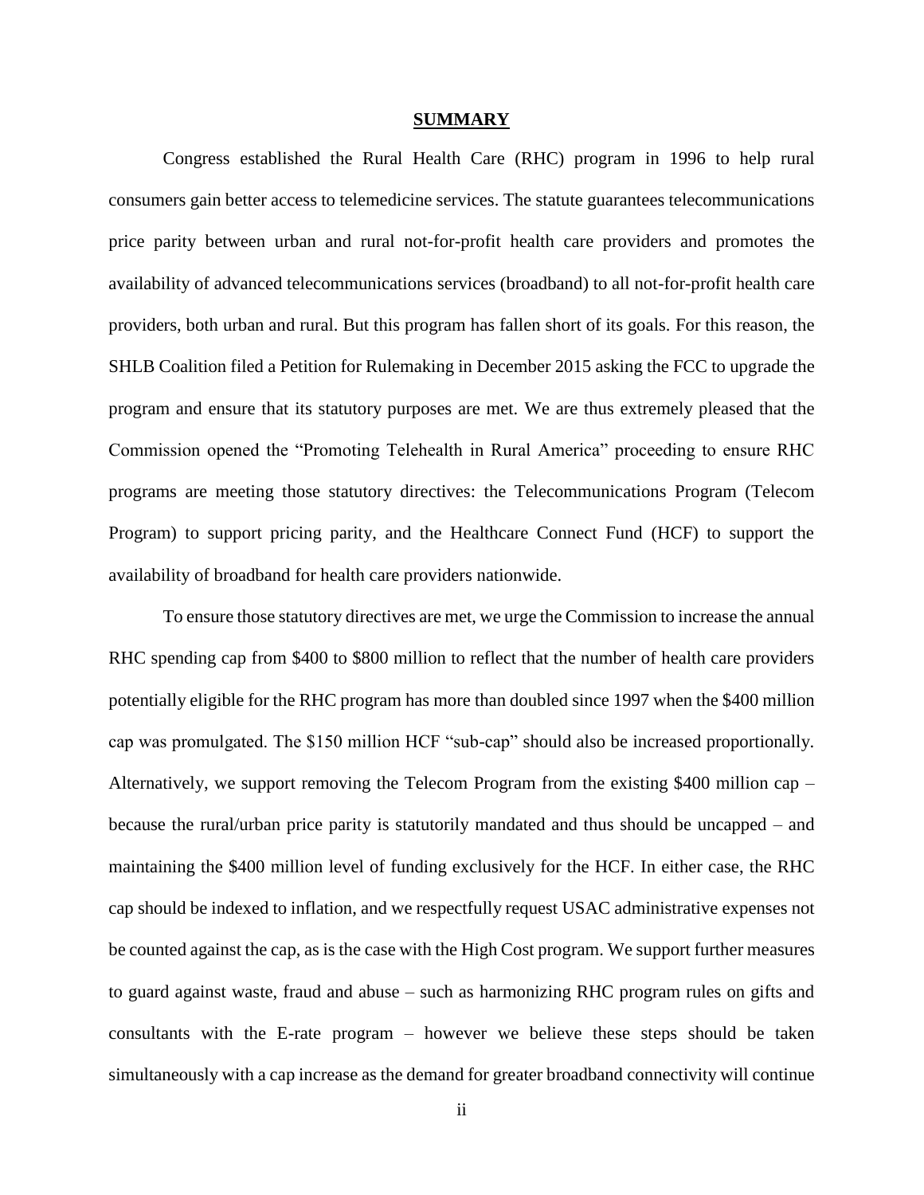## **SUMMARY**

Congress established the Rural Health Care (RHC) program in 1996 to help rural consumers gain better access to telemedicine services. The statute guarantees telecommunications price parity between urban and rural not-for-profit health care providers and promotes the availability of advanced telecommunications services (broadband) to all not-for-profit health care providers, both urban and rural. But this program has fallen short of its goals. For this reason, the SHLB Coalition filed a Petition for Rulemaking in December 2015 asking the FCC to upgrade the program and ensure that its statutory purposes are met. We are thus extremely pleased that the Commission opened the "Promoting Telehealth in Rural America" proceeding to ensure RHC programs are meeting those statutory directives: the Telecommunications Program (Telecom Program) to support pricing parity, and the Healthcare Connect Fund (HCF) to support the availability of broadband for health care providers nationwide.

To ensure those statutory directives are met, we urge the Commission to increase the annual RHC spending cap from $400 to $800 million to reflect that the number of health care providers potentially eligible for the RHC program has more than doubled since 1997 when the $400 million cap was promulgated. The $150 million HCF "sub-cap" should also be increased proportionally. Alternatively, we support removing the Telecom Program from the existing $400 million cap – because the rural/urban price parity is statutorily mandated and thus should be uncapped – and maintaining the $400 million level of funding exclusively for the HCF. In either case, the RHC cap should be indexed to inflation, and we respectfully request USAC administrative expenses not be counted against the cap, as is the case with the High Cost program. We support further measures to guard against waste, fraud and abuse – such as harmonizing RHC program rules on gifts and consultants with the E-rate program – however we believe these steps should be taken simultaneously with a cap increase as the demand for greater broadband connectivity will continue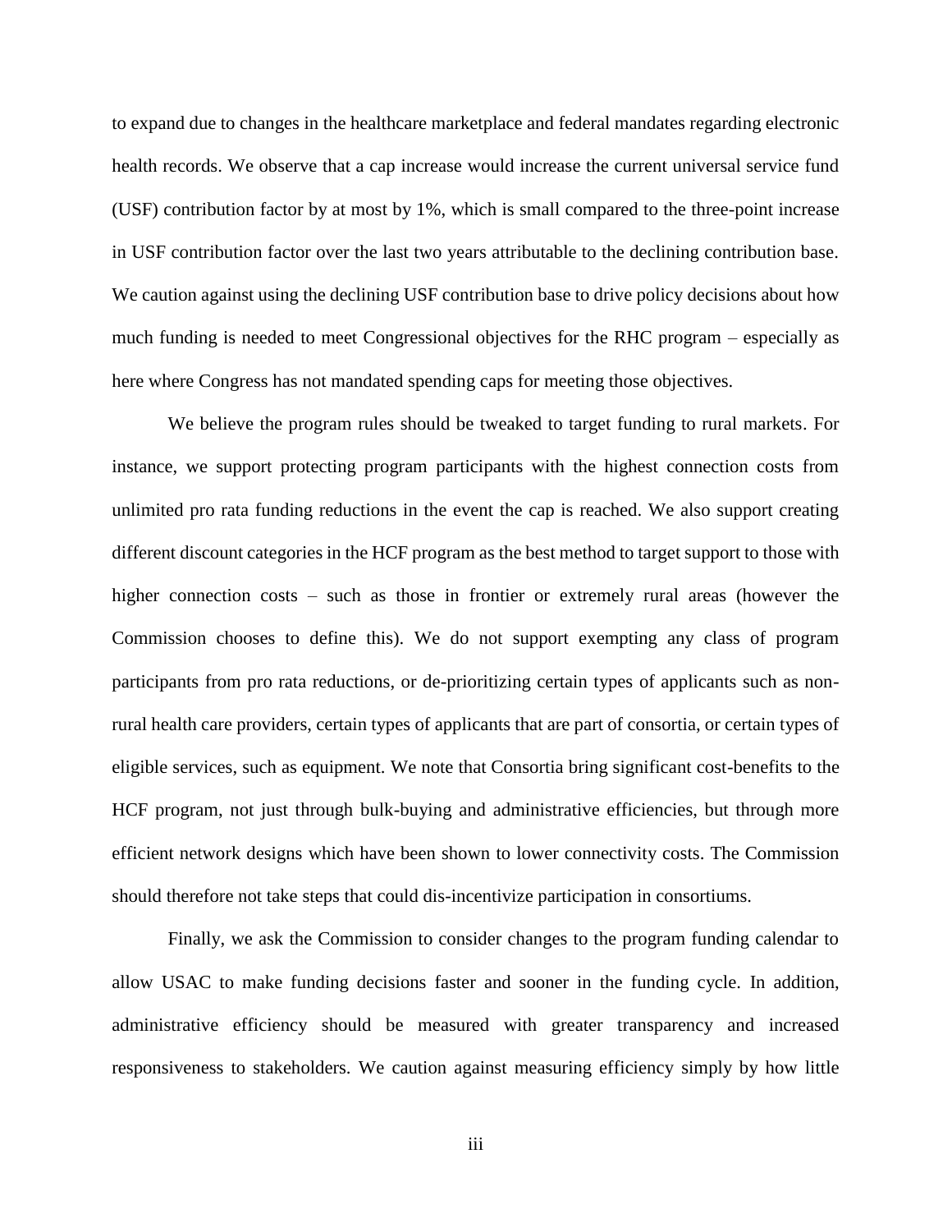to expand due to changes in the healthcare marketplace and federal mandates regarding electronic health records. We observe that a cap increase would increase the current universal service fund (USF) contribution factor by at most by 1%, which is small compared to the three-point increase in USF contribution factor over the last two years attributable to the declining contribution base. We caution against using the declining USF contribution base to drive policy decisions about how much funding is needed to meet Congressional objectives for the RHC program – especially as here where Congress has not mandated spending caps for meeting those objectives.

We believe the program rules should be tweaked to target funding to rural markets. For instance, we support protecting program participants with the highest connection costs from unlimited pro rata funding reductions in the event the cap is reached. We also support creating different discount categories in the HCF program as the best method to target support to those with higher connection costs – such as those in frontier or extremely rural areas (however the Commission chooses to define this). We do not support exempting any class of program participants from pro rata reductions, or de-prioritizing certain types of applicants such as non-rural health care providers, certain types of applicants that are part of consortia, or certain types of eligible services, such as equipment. We note that Consortia bring significant cost-benefits to the HCF program, not just through bulk-buying and administrative efficiencies, but through more efficient network designs which have been shown to lower connectivity costs. The Commission should therefore not take steps that could dis-incentivize participation in consortiums.

Finally, we ask the Commission to consider changes to the program funding calendar to allow USAC to make funding decisions faster and sooner in the funding cycle. In addition, administrative efficiency should be measured with greater transparency and increased responsiveness to stakeholders. We caution against measuring efficiency simply by how little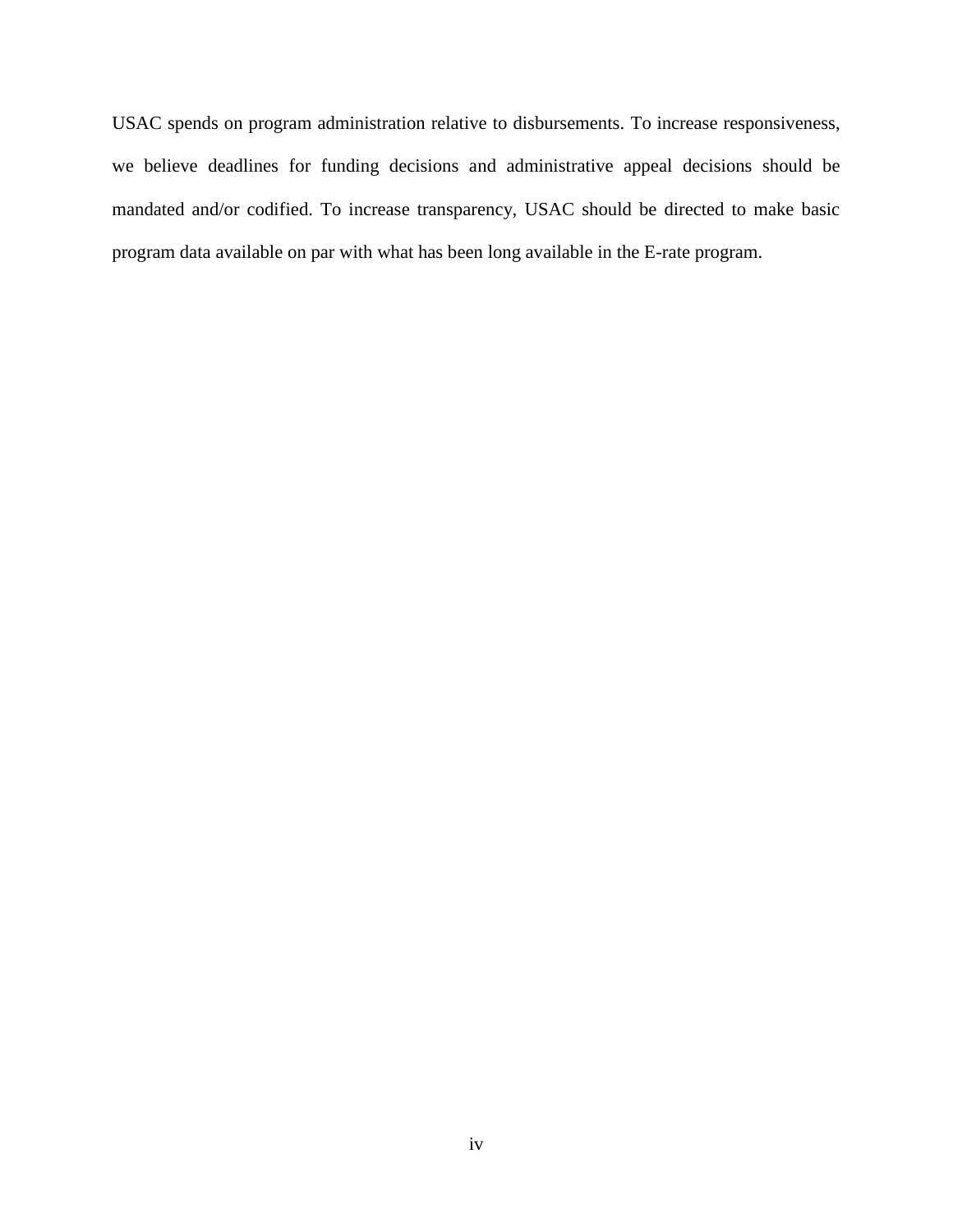USAC spends on program administration relative to disbursements. To increase responsiveness, we believe deadlines for funding decisions and administrative appeal decisions should be mandated and/or codified. To increase transparency, USAC should be directed to make basic program data available on par with what has been long available in the E-rate program.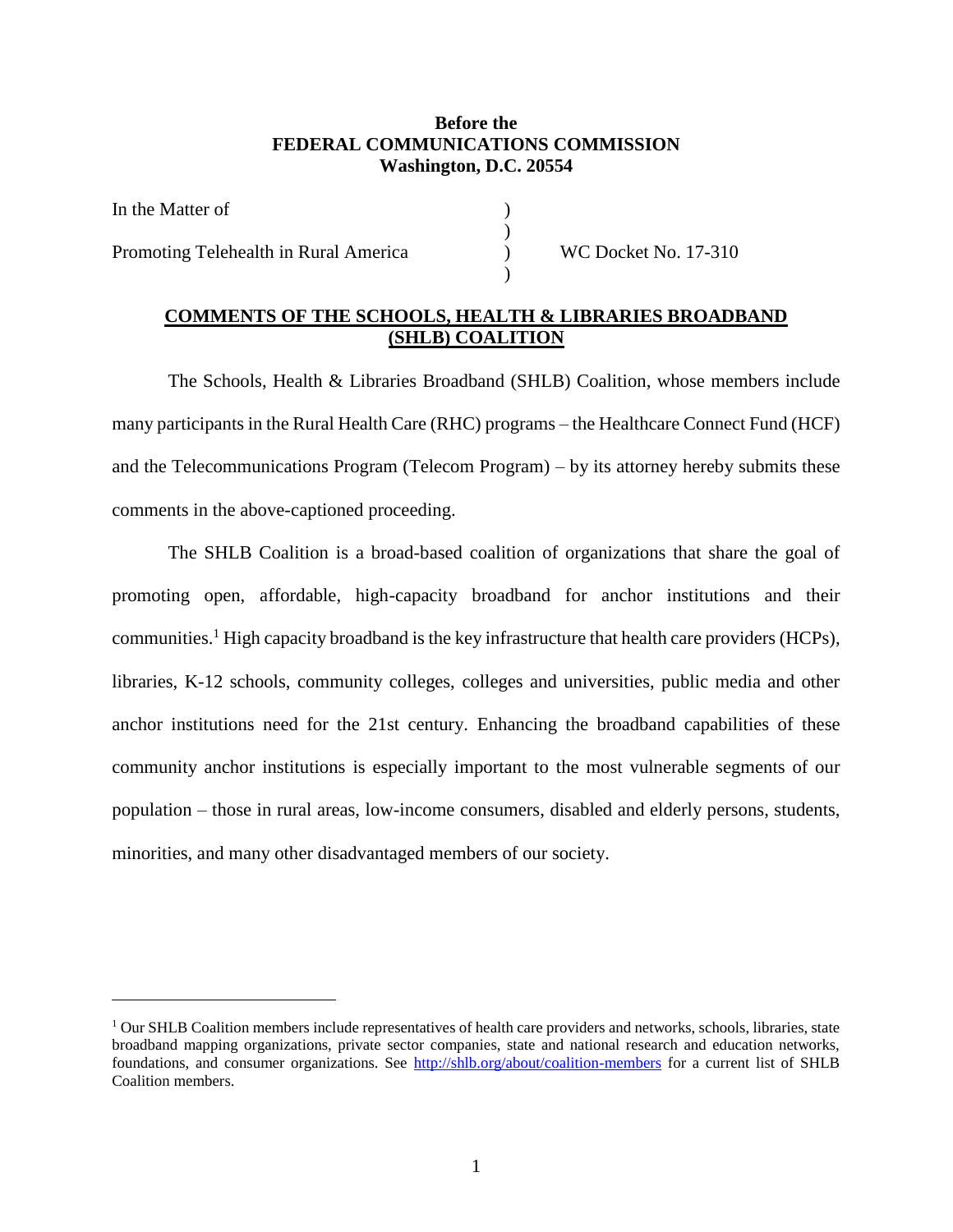**Before the**
**FEDERAL COMMUNICATIONS COMMISSION**
**Washington, D.C. 20554**

| | | |
|---|---|---|
| In the Matter of | ) | |
| | ) | |
| Promoting Telehealth in Rural America | ) | WC Docket No. 17-310 |
| | ) | |

**COMMENTS OF THE SCHOOLS, HEALTH & LIBRARIES BROADBAND (SHLB) COALITION**

The Schools, Health & Libraries Broadband (SHLB) Coalition, whose members include many participants in the Rural Health Care (RHC) programs – the Healthcare Connect Fund (HCF) and the Telecommunications Program (Telecom Program) – by its attorney hereby submits these comments in the above-captioned proceeding.

The SHLB Coalition is a broad-based coalition of organizations that share the goal of promoting open, affordable, high-capacity broadband for anchor institutions and their communities.[1] High capacity broadband is the key infrastructure that health care providers (HCPs), libraries, K-12 schools, community colleges, colleges and universities, public media and other anchor institutions need for the 21st century. Enhancing the broadband capabilities of these community anchor institutions is especially important to the most vulnerable segments of our population – those in rural areas, low-income consumers, disabled and elderly persons, students, minorities, and many other disadvantaged members of our society.

[1] Our SHLB Coalition members include representatives of health care providers and networks, schools, libraries, state broadband mapping organizations, private sector companies, state and national research and education networks, foundations, and consumer organizations. See http://shlb.org/about/coalition-members for a current list of SHLB Coalition members.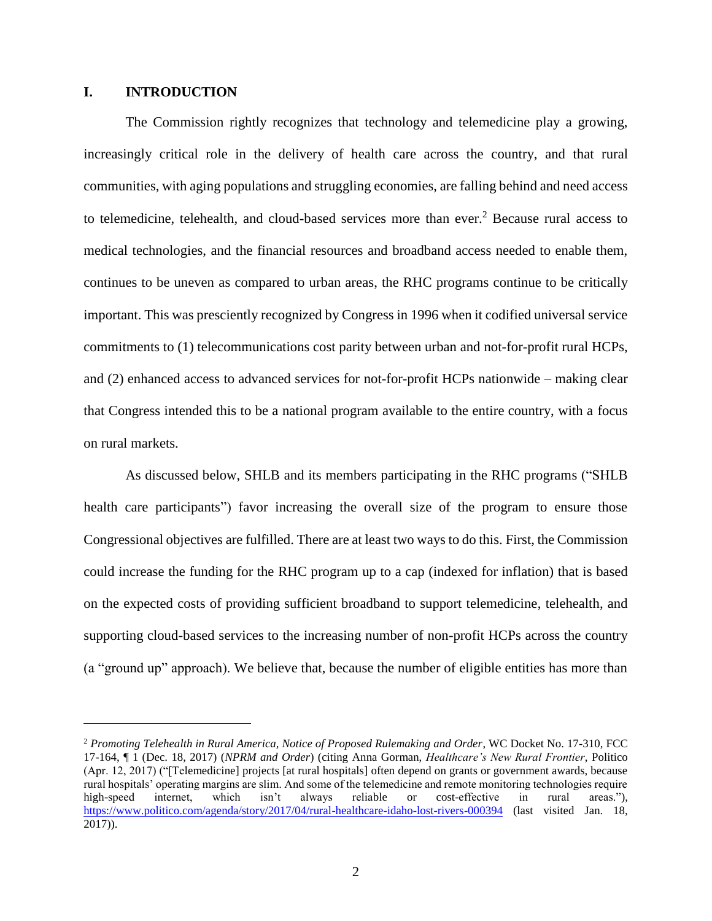## I. INTRODUCTION

The Commission rightly recognizes that technology and telemedicine play a growing, increasingly critical role in the delivery of health care across the country, and that rural communities, with aging populations and struggling economies, are falling behind and need access to telemedicine, telehealth, and cloud-based services more than ever.[2] Because rural access to medical technologies, and the financial resources and broadband access needed to enable them, continues to be uneven as compared to urban areas, the RHC programs continue to be critically important. This was presciently recognized by Congress in 1996 when it codified universal service commitments to (1) telecommunications cost parity between urban and not-for-profit rural HCPs, and (2) enhanced access to advanced services for not-for-profit HCPs nationwide – making clear that Congress intended this to be a national program available to the entire country, with a focus on rural markets.

As discussed below, SHLB and its members participating in the RHC programs ("SHLB health care participants") favor increasing the overall size of the program to ensure those Congressional objectives are fulfilled. There are at least two ways to do this. First, the Commission could increase the funding for the RHC program up to a cap (indexed for inflation) that is based on the expected costs of providing sufficient broadband to support telemedicine, telehealth, and supporting cloud-based services to the increasing number of non-profit HCPs across the country (a "ground up" approach). We believe that, because the number of eligible entities has more than

---

[2] *Promoting Telehealth in Rural America, Notice of Proposed Rulemaking and Order*, WC Docket No. 17-310, FCC 17-164, ¶ 1 (Dec. 18, 2017) (*NPRM and Order*) (citing Anna Gorman, *Healthcare's New Rural Frontier*, Politico (Apr. 12, 2017) ("[Telemedicine] projects [at rural hospitals] often depend on grants or government awards, because rural hospitals' operating margins are slim. And some of the telemedicine and remote monitoring technologies require high-speed internet, which isn't always reliable or cost-effective in rural areas."), https://www.politico.com/agenda/story/2017/04/rural-healthcare-idaho-lost-rivers-000394 (last visited Jan. 18, 2017)).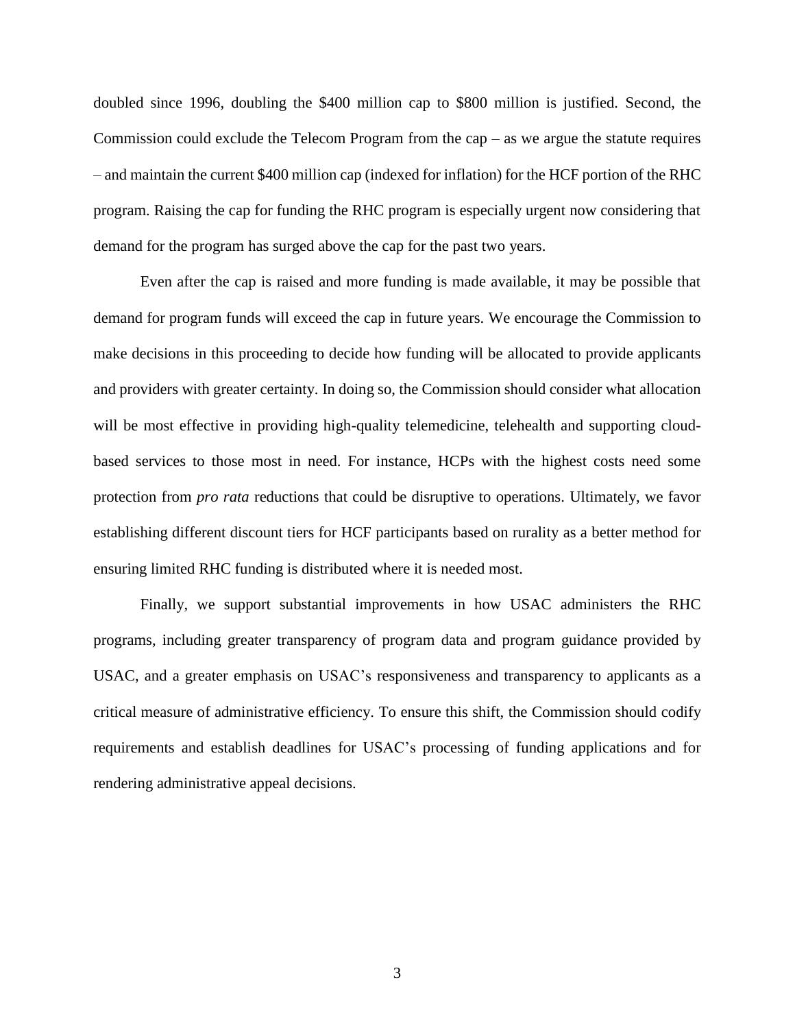doubled since 1996, doubling the $400 million cap to $800 million is justified. Second, the Commission could exclude the Telecom Program from the cap – as we argue the statute requires – and maintain the current $400 million cap (indexed for inflation) for the HCF portion of the RHC program. Raising the cap for funding the RHC program is especially urgent now considering that demand for the program has surged above the cap for the past two years.

Even after the cap is raised and more funding is made available, it may be possible that demand for program funds will exceed the cap in future years. We encourage the Commission to make decisions in this proceeding to decide how funding will be allocated to provide applicants and providers with greater certainty. In doing so, the Commission should consider what allocation will be most effective in providing high-quality telemedicine, telehealth and supporting cloud-based services to those most in need. For instance, HCPs with the highest costs need some protection from *pro rata* reductions that could be disruptive to operations. Ultimately, we favor establishing different discount tiers for HCF participants based on rurality as a better method for ensuring limited RHC funding is distributed where it is needed most.

Finally, we support substantial improvements in how USAC administers the RHC programs, including greater transparency of program data and program guidance provided by USAC, and a greater emphasis on USAC's responsiveness and transparency to applicants as a critical measure of administrative efficiency. To ensure this shift, the Commission should codify requirements and establish deadlines for USAC's processing of funding applications and for rendering administrative appeal decisions.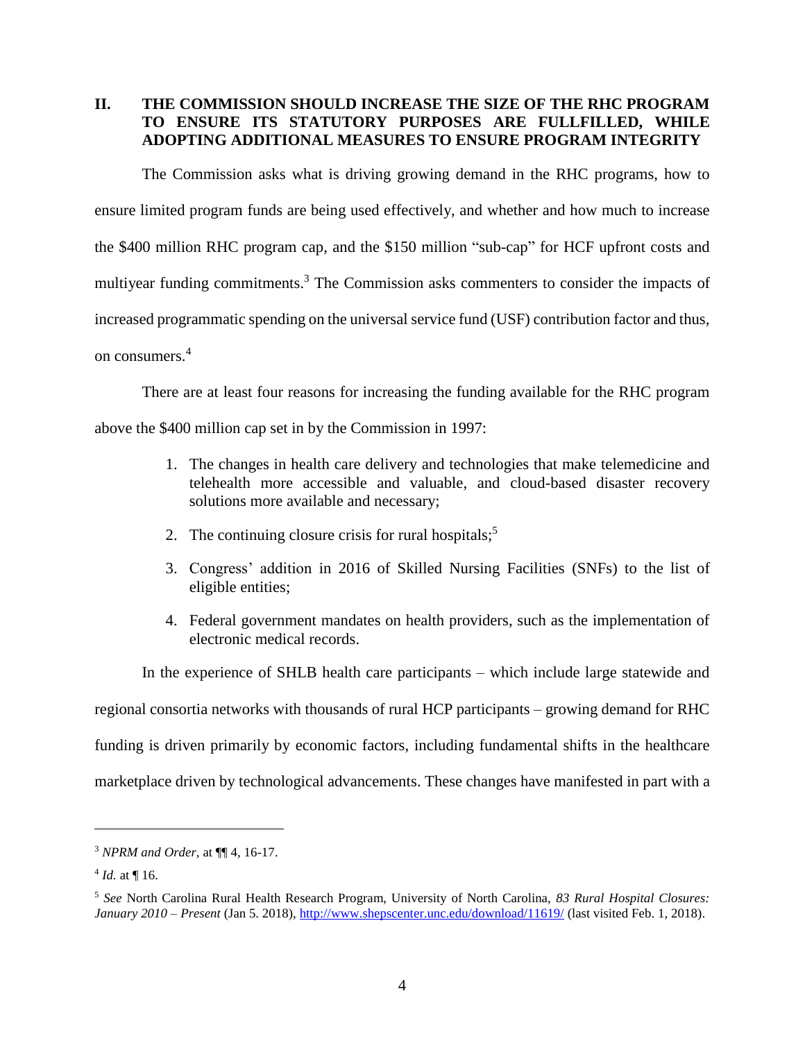## II. THE COMMISSION SHOULD INCREASE THE SIZE OF THE RHC PROGRAM TO ENSURE ITS STATUTORY PURPOSES ARE FULLFILLED, WHILE ADOPTING ADDITIONAL MEASURES TO ENSURE PROGRAM INTEGRITY

The Commission asks what is driving growing demand in the RHC programs, how to ensure limited program funds are being used effectively, and whether and how much to increase the $400 million RHC program cap, and the $150 million "sub-cap" for HCF upfront costs and multiyear funding commitments.[3] The Commission asks commenters to consider the impacts of increased programmatic spending on the universal service fund (USF) contribution factor and thus, on consumers.[4]

There are at least four reasons for increasing the funding available for the RHC program above the $400 million cap set in by the Commission in 1997:

1. The changes in health care delivery and technologies that make telemedicine and telehealth more accessible and valuable, and cloud-based disaster recovery solutions more available and necessary;
2. The continuing closure crisis for rural hospitals;[5]
3. Congress' addition in 2016 of Skilled Nursing Facilities (SNFs) to the list of eligible entities;
4. Federal government mandates on health providers, such as the implementation of electronic medical records.

In the experience of SHLB health care participants – which include large statewide and regional consortia networks with thousands of rural HCP participants – growing demand for RHC funding is driven primarily by economic factors, including fundamental shifts in the healthcare marketplace driven by technological advancements. These changes have manifested in part with a

---

[3] *NPRM and Order*, at ¶¶ 4, 16-17.

[4] *Id.* at ¶ 16.

[5] *See* North Carolina Rural Health Research Program, University of North Carolina, *83 Rural Hospital Closures: January 2010 – Present* (Jan 5. 2018), http://www.shepscenter.unc.edu/download/11619/ (last visited Feb. 1, 2018).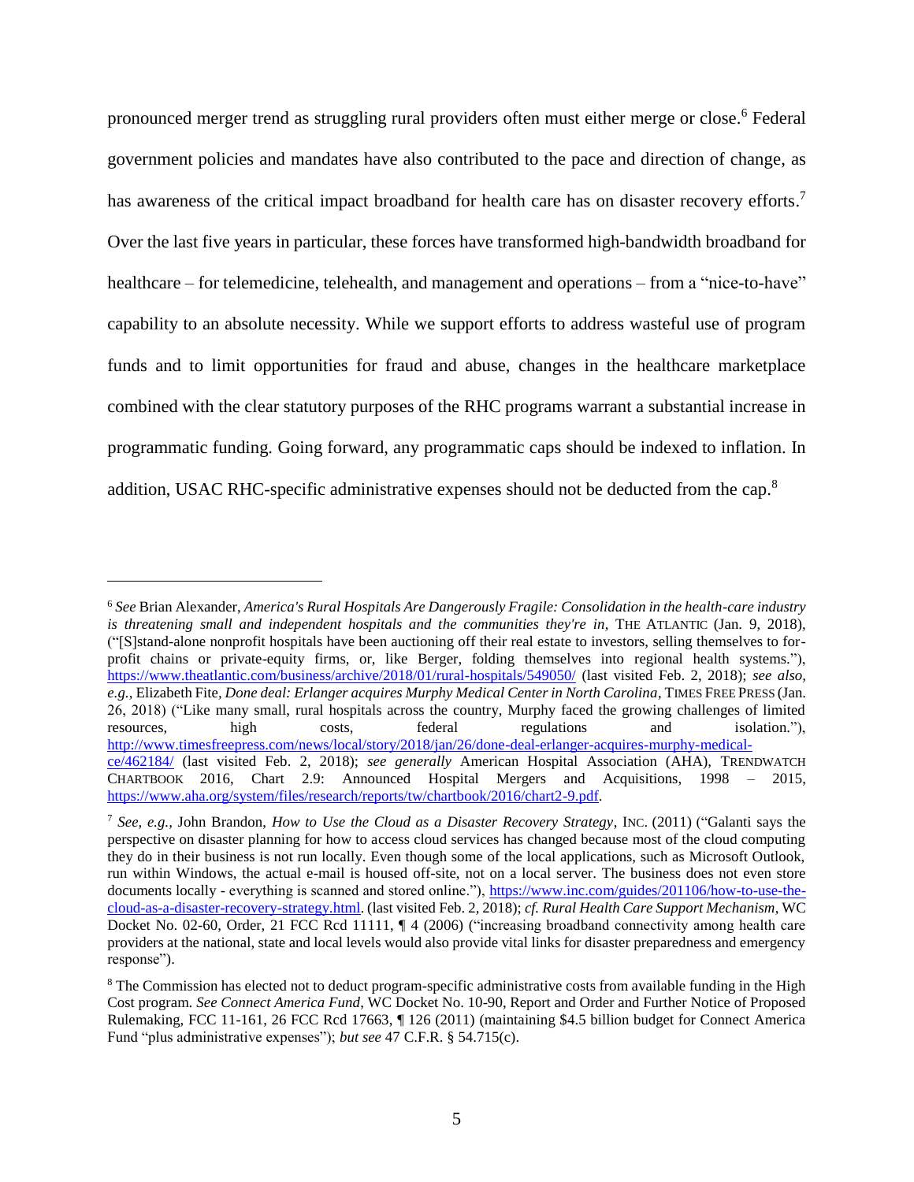pronounced merger trend as struggling rural providers often must either merge or close.[6] Federal government policies and mandates have also contributed to the pace and direction of change, as has awareness of the critical impact broadband for health care has on disaster recovery efforts.[7] Over the last five years in particular, these forces have transformed high-bandwidth broadband for healthcare – for telemedicine, telehealth, and management and operations – from a "nice-to-have" capability to an absolute necessity. While we support efforts to address wasteful use of program funds and to limit opportunities for fraud and abuse, changes in the healthcare marketplace combined with the clear statutory purposes of the RHC programs warrant a substantial increase in programmatic funding. Going forward, any programmatic caps should be indexed to inflation. In addition, USAC RHC-specific administrative expenses should not be deducted from the cap.[8]

---

[6] *See* Brian Alexander, *America's Rural Hospitals Are Dangerously Fragile: Consolidation in the health-care industry is threatening small and independent hospitals and the communities they're in*, THE ATLANTIC (Jan. 9, 2018), ("[S]tand-alone nonprofit hospitals have been auctioning off their real estate to investors, selling themselves to for-profit chains or private-equity firms, or, like Berger, folding themselves into regional health systems."), https://www.theatlantic.com/business/archive/2018/01/rural-hospitals/549050/ (last visited Feb. 2, 2018); *see also, e.g.,* Elizabeth Fite, *Done deal: Erlanger acquires Murphy Medical Center in North Carolina*, TIMES FREE PRESS (Jan. 26, 2018) ("Like many small, rural hospitals across the country, Murphy faced the growing challenges of limited resources, high costs, federal regulations and isolation."), http://www.timesfreepress.com/news/local/story/2018/jan/26/done-deal-erlanger-acquires-murphy-medical-ce/462184/ (last visited Feb. 2, 2018); *see generally* American Hospital Association (AHA), TRENDWATCH CHARTBOOK 2016, Chart 2.9: Announced Hospital Mergers and Acquisitions, 1998 – 2015, https://www.aha.org/system/files/research/reports/tw/chartbook/2016/chart2-9.pdf.

[7] *See, e.g.,* John Brandon, *How to Use the Cloud as a Disaster Recovery Strategy*, INC. (2011) ("Galanti says the perspective on disaster planning for how to access cloud services has changed because most of the cloud computing they do in their business is not run locally. Even though some of the local applications, such as Microsoft Outlook, run within Windows, the actual e-mail is housed off-site, not on a local server. The business does not even store documents locally - everything is scanned and stored online."), https://www.inc.com/guides/201106/how-to-use-the-cloud-as-a-disaster-recovery-strategy.html. (last visited Feb. 2, 2018); *cf. Rural Health Care Support Mechanism*, WC Docket No. 02-60, Order, 21 FCC Rcd 11111, ¶ 4 (2006) ("increasing broadband connectivity among health care providers at the national, state and local levels would also provide vital links for disaster preparedness and emergency response").

[8] The Commission has elected not to deduct program-specific administrative costs from available funding in the High Cost program. *See Connect America Fund*, WC Docket No. 10-90, Report and Order and Further Notice of Proposed Rulemaking, FCC 11-161, 26 FCC Rcd 17663, ¶ 126 (2011) (maintaining $4.5 billion budget for Connect America Fund "plus administrative expenses"); *but see* 47 C.F.R. § 54.715(c).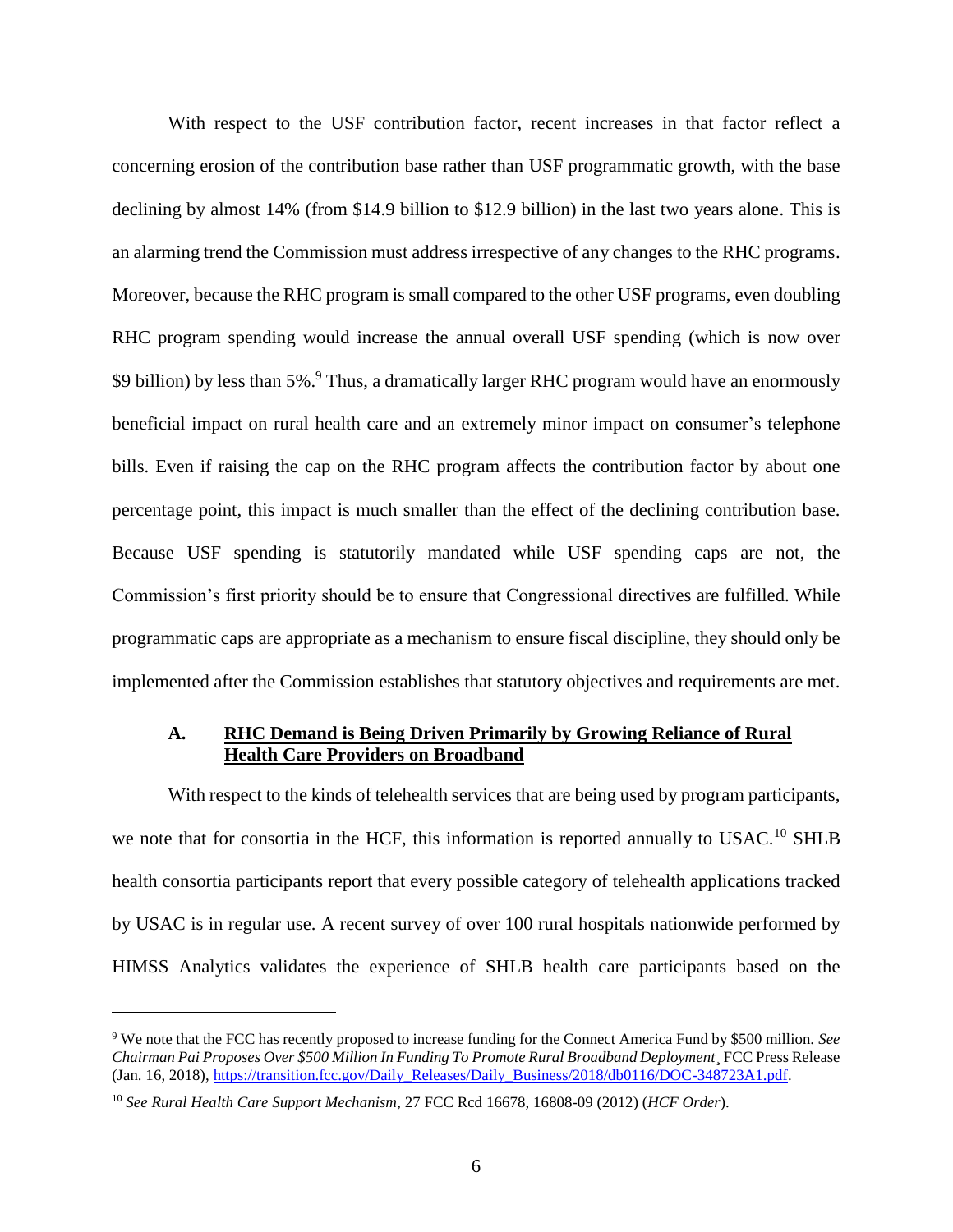With respect to the USF contribution factor, recent increases in that factor reflect a concerning erosion of the contribution base rather than USF programmatic growth, with the base declining by almost 14% (from $14.9 billion to $12.9 billion) in the last two years alone. This is an alarming trend the Commission must address irrespective of any changes to the RHC programs. Moreover, because the RHC program is small compared to the other USF programs, even doubling RHC program spending would increase the annual overall USF spending (which is now over $9 billion) by less than 5%.[9] Thus, a dramatically larger RHC program would have an enormously beneficial impact on rural health care and an extremely minor impact on consumer's telephone bills. Even if raising the cap on the RHC program affects the contribution factor by about one percentage point, this impact is much smaller than the effect of the declining contribution base. Because USF spending is statutorily mandated while USF spending caps are not, the Commission's first priority should be to ensure that Congressional directives are fulfilled. While programmatic caps are appropriate as a mechanism to ensure fiscal discipline, they should only be implemented after the Commission establishes that statutory objectives and requirements are met.

### A. <u>RHC Demand is Being Driven Primarily by Growing Reliance of Rural Health Care Providers on Broadband</u>

With respect to the kinds of telehealth services that are being used by program participants, we note that for consortia in the HCF, this information is reported annually to USAC.[10] SHLB health consortia participants report that every possible category of telehealth applications tracked by USAC is in regular use. A recent survey of over 100 rural hospitals nationwide performed by HIMSS Analytics validates the experience of SHLB health care participants based on the

---

[9] We note that the FCC has recently proposed to increase funding for the Connect America Fund by $500 million. *See Chairman Pai Proposes Over $500 Million In Funding To Promote Rural Broadband Deployment*¸ FCC Press Release (Jan. 16, 2018), https://transition.fcc.gov/Daily_Releases/Daily_Business/2018/db0116/DOC-348723A1.pdf.

[10] *See Rural Health Care Support Mechanism*, 27 FCC Rcd 16678, 16808-09 (2012) (*HCF Order*).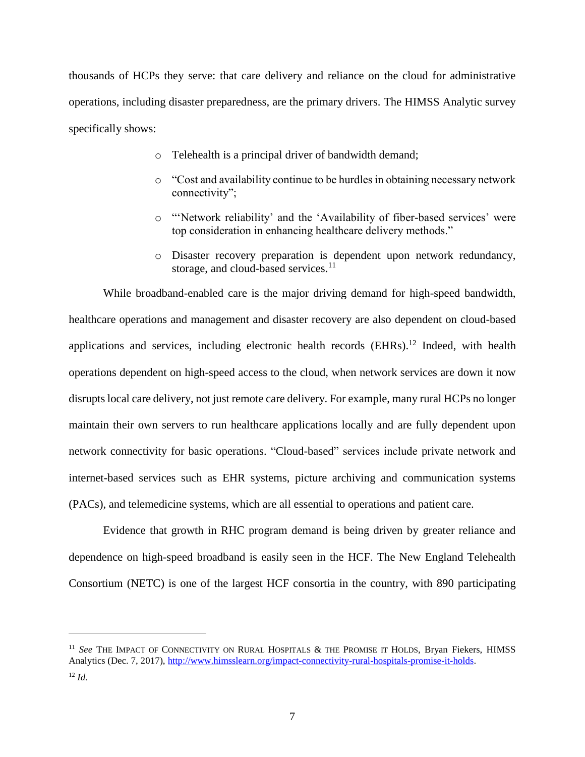thousands of HCPs they serve: that care delivery and reliance on the cloud for administrative operations, including disaster preparedness, are the primary drivers. The HIMSS Analytic survey specifically shows:

- Telehealth is a principal driver of bandwidth demand;
- "Cost and availability continue to be hurdles in obtaining necessary network connectivity";
- "'Network reliability' and the 'Availability of fiber-based services' were top consideration in enhancing healthcare delivery methods."
- Disaster recovery preparation is dependent upon network redundancy, storage, and cloud-based services.[11]

While broadband-enabled care is the major driving demand for high-speed bandwidth, healthcare operations and management and disaster recovery are also dependent on cloud-based applications and services, including electronic health records (EHRs).[12] Indeed, with health operations dependent on high-speed access to the cloud, when network services are down it now disrupts local care delivery, not just remote care delivery. For example, many rural HCPs no longer maintain their own servers to run healthcare applications locally and are fully dependent upon network connectivity for basic operations. "Cloud-based" services include private network and internet-based services such as EHR systems, picture archiving and communication systems (PACs), and telemedicine systems, which are all essential to operations and patient care.

Evidence that growth in RHC program demand is being driven by greater reliance and dependence on high-speed broadband is easily seen in the HCF. The New England Telehealth Consortium (NETC) is one of the largest HCF consortia in the country, with 890 participating

---

[11] *See* THE IMPACT OF CONNECTIVITY ON RURAL HOSPITALS & THE PROMISE IT HOLDS, Bryan Fiekers, HIMSS Analytics (Dec. 7, 2017), http://www.himsslearn.org/impact-connectivity-rural-hospitals-promise-it-holds.

[12] *Id.*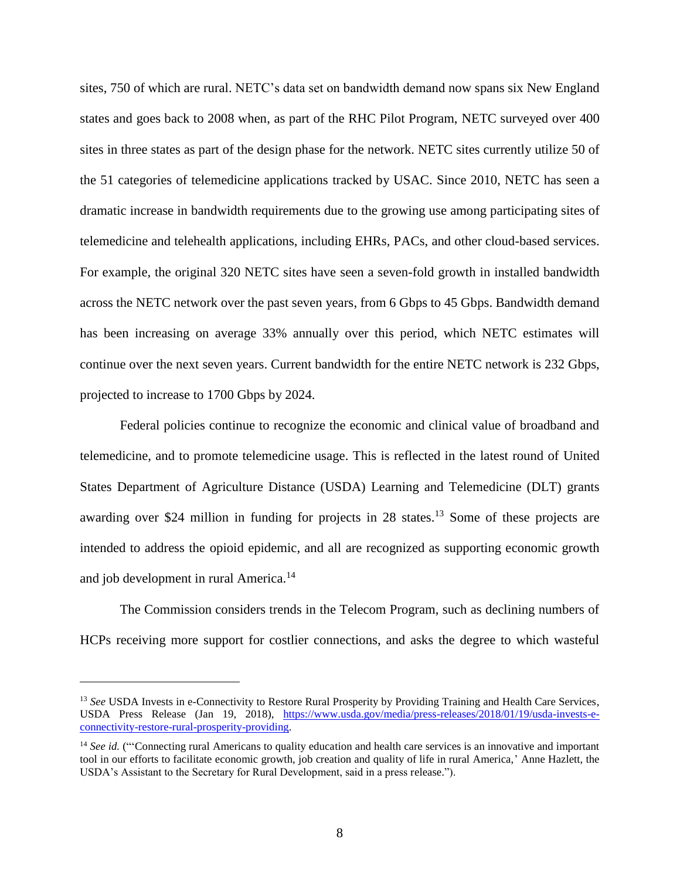sites, 750 of which are rural. NETC's data set on bandwidth demand now spans six New England states and goes back to 2008 when, as part of the RHC Pilot Program, NETC surveyed over 400 sites in three states as part of the design phase for the network. NETC sites currently utilize 50 of the 51 categories of telemedicine applications tracked by USAC. Since 2010, NETC has seen a dramatic increase in bandwidth requirements due to the growing use among participating sites of telemedicine and telehealth applications, including EHRs, PACs, and other cloud-based services. For example, the original 320 NETC sites have seen a seven-fold growth in installed bandwidth across the NETC network over the past seven years, from 6 Gbps to 45 Gbps. Bandwidth demand has been increasing on average 33% annually over this period, which NETC estimates will continue over the next seven years. Current bandwidth for the entire NETC network is 232 Gbps, projected to increase to 1700 Gbps by 2024.

Federal policies continue to recognize the economic and clinical value of broadband and telemedicine, and to promote telemedicine usage. This is reflected in the latest round of United States Department of Agriculture Distance (USDA) Learning and Telemedicine (DLT) grants awarding over $24 million in funding for projects in 28 states.[13] Some of these projects are intended to address the opioid epidemic, and all are recognized as supporting economic growth and job development in rural America.[14]

The Commission considers trends in the Telecom Program, such as declining numbers of HCPs receiving more support for costlier connections, and asks the degree to which wasteful

---

[13] *See* USDA Invests in e-Connectivity to Restore Rural Prosperity by Providing Training and Health Care Services, USDA Press Release (Jan 19, 2018), https://www.usda.gov/media/press-releases/2018/01/19/usda-invests-e-connectivity-restore-rural-prosperity-providing.

[14] *See id.* ("'Connecting rural Americans to quality education and health care services is an innovative and important tool in our efforts to facilitate economic growth, job creation and quality of life in rural America,' Anne Hazlett, the USDA's Assistant to the Secretary for Rural Development, said in a press release.").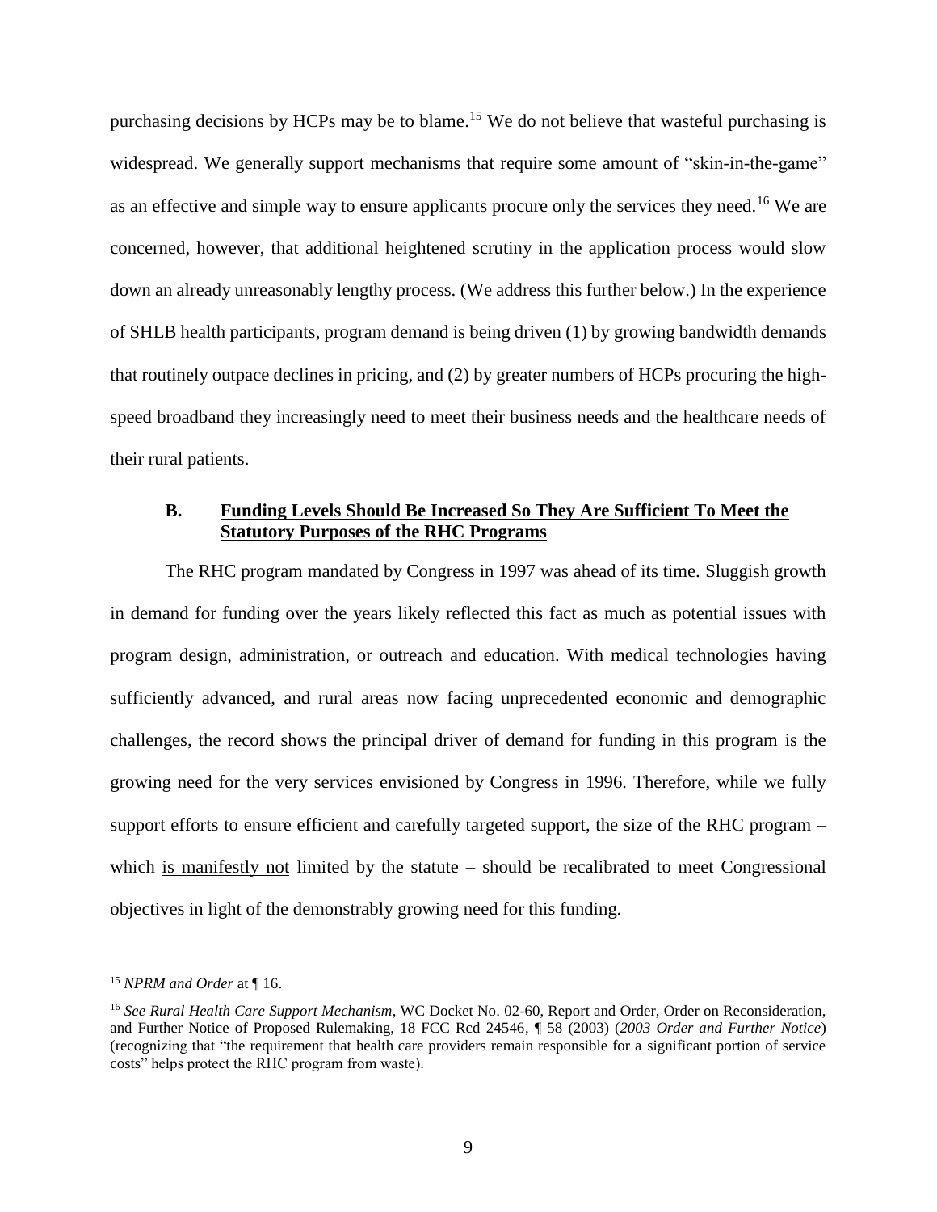purchasing decisions by HCPs may be to blame.[15] We do not believe that wasteful purchasing is widespread. We generally support mechanisms that require some amount of "skin-in-the-game" as an effective and simple way to ensure applicants procure only the services they need.[16] We are concerned, however, that additional heightened scrutiny in the application process would slow down an already unreasonably lengthy process. (We address this further below.) In the experience of SHLB health participants, program demand is being driven (1) by growing bandwidth demands that routinely outpace declines in pricing, and (2) by greater numbers of HCPs procuring the high-speed broadband they increasingly need to meet their business needs and the healthcare needs of their rural patients.

### B. Funding Levels Should Be Increased So They Are Sufficient To Meet the Statutory Purposes of the RHC Programs

The RHC program mandated by Congress in 1997 was ahead of its time. Sluggish growth in demand for funding over the years likely reflected this fact as much as potential issues with program design, administration, or outreach and education. With medical technologies having sufficiently advanced, and rural areas now facing unprecedented economic and demographic challenges, the record shows the principal driver of demand for funding in this program is the growing need for the very services envisioned by Congress in 1996. Therefore, while we fully support efforts to ensure efficient and carefully targeted support, the size of the RHC program – which <u>is manifestly not</u> limited by the statute – should be recalibrated to meet Congressional objectives in light of the demonstrably growing need for this funding.

---

[15] *NPRM and Order* at ¶ 16.

[16] *See Rural Health Care Support Mechanism*, WC Docket No. 02-60, Report and Order, Order on Reconsideration, and Further Notice of Proposed Rulemaking, 18 FCC Rcd 24546, ¶ 58 (2003) (*2003 Order and Further Notice*) (recognizing that "the requirement that health care providers remain responsible for a significant portion of service costs" helps protect the RHC program from waste).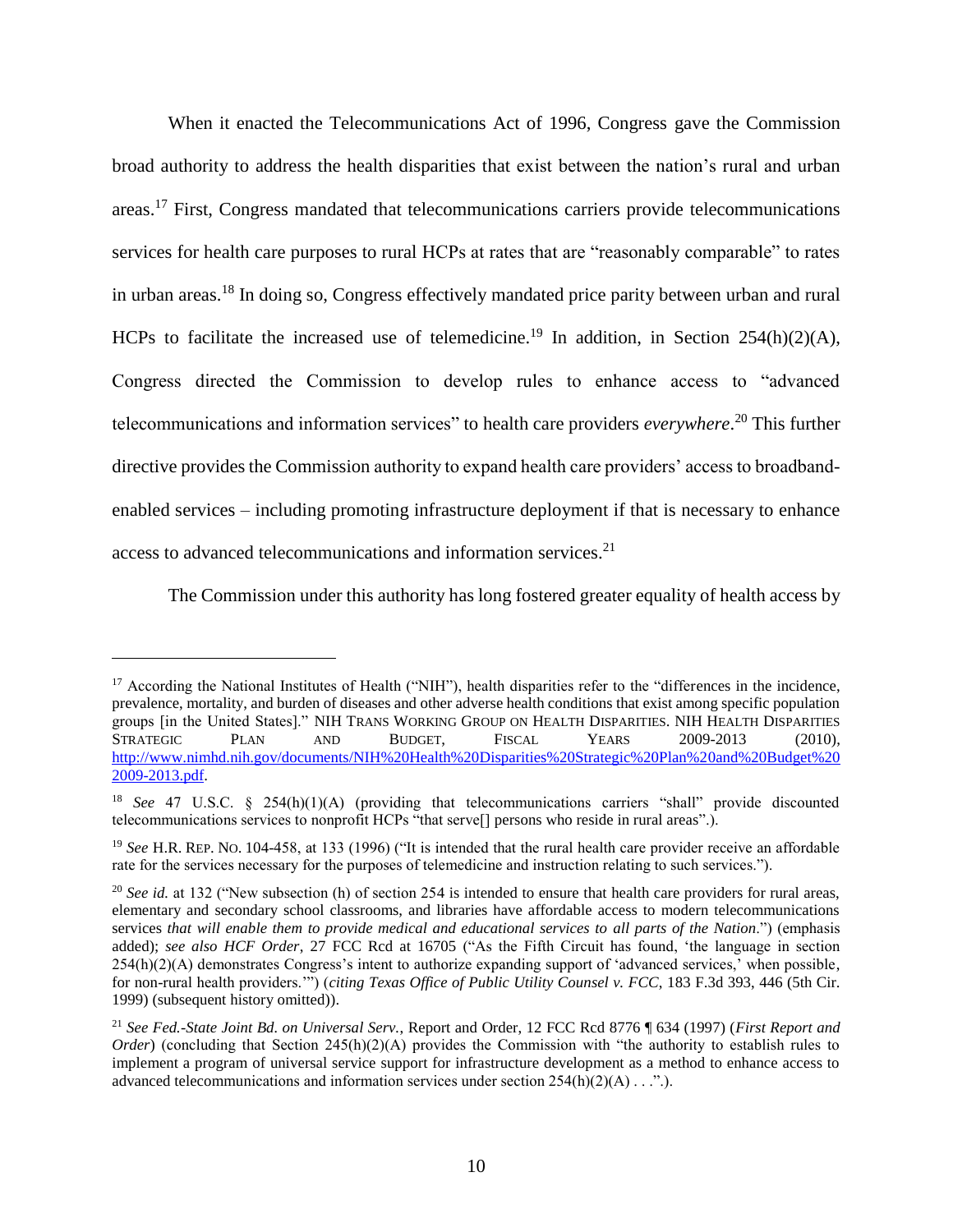When it enacted the Telecommunications Act of 1996, Congress gave the Commission broad authority to address the health disparities that exist between the nation's rural and urban areas.[17] First, Congress mandated that telecommunications carriers provide telecommunications services for health care purposes to rural HCPs at rates that are "reasonably comparable" to rates in urban areas.[18] In doing so, Congress effectively mandated price parity between urban and rural HCPs to facilitate the increased use of telemedicine.[19] In addition, in Section 254(h)(2)(A), Congress directed the Commission to develop rules to enhance access to "advanced telecommunications and information services" to health care providers *everywhere*.[20] This further directive provides the Commission authority to expand health care providers' access to broadband-enabled services – including promoting infrastructure deployment if that is necessary to enhance access to advanced telecommunications and information services.[21]

The Commission under this authority has long fostered greater equality of health access by

---

[17] According the National Institutes of Health ("NIH"), health disparities refer to the "differences in the incidence, prevalence, mortality, and burden of diseases and other adverse health conditions that exist among specific population groups [in the United States]." NIH TRANS WORKING GROUP ON HEALTH DISPARITIES. NIH HEALTH DISPARITIES STRATEGIC PLAN AND BUDGET, FISCAL YEARS 2009-2013 (2010), http://www.nimhd.nih.gov/documents/NIH%20Health%20Disparities%20Strategic%20Plan%20and%20Budget%202009-2013.pdf.

[18] *See* 47 U.S.C. § 254(h)(1)(A) (providing that telecommunications carriers "shall" provide discounted telecommunications services to nonprofit HCPs "that serve[] persons who reside in rural areas".).

[19] *See* H.R. REP. NO. 104-458, at 133 (1996) ("It is intended that the rural health care provider receive an affordable rate for the services necessary for the purposes of telemedicine and instruction relating to such services.").

[20] *See id.* at 132 ("New subsection (h) of section 254 is intended to ensure that health care providers for rural areas, elementary and secondary school classrooms, and libraries have affordable access to modern telecommunications services *that will enable them to provide medical and educational services to all parts of the Nation*.") (emphasis added); *see also HCF Order*, 27 FCC Rcd at 16705 ("As the Fifth Circuit has found, 'the language in section 254(h)(2)(A) demonstrates Congress's intent to authorize expanding support of 'advanced services,' when possible, for non-rural health providers.'") (*citing Texas Office of Public Utility Counsel v. FCC*, 183 F.3d 393, 446 (5th Cir. 1999) (subsequent history omitted)).

[21] *See Fed.-State Joint Bd. on Universal Serv.*, Report and Order, 12 FCC Rcd 8776 ¶ 634 (1997) (*First Report and Order*) (concluding that Section 245(h)(2)(A) provides the Commission with "the authority to establish rules to implement a program of universal service support for infrastructure development as a method to enhance access to advanced telecommunications and information services under section 254(h)(2)(A) . . .".).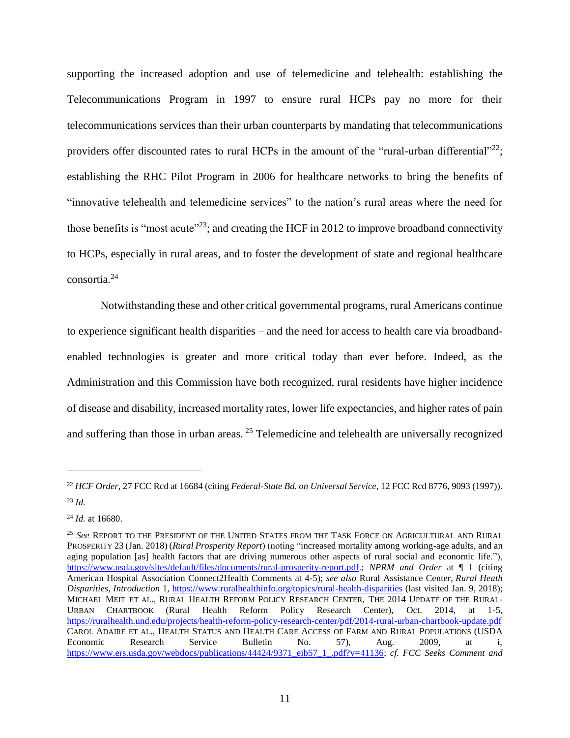supporting the increased adoption and use of telemedicine and telehealth: establishing the Telecommunications Program in 1997 to ensure rural HCPs pay no more for their telecommunications services than their urban counterparts by mandating that telecommunications providers offer discounted rates to rural HCPs in the amount of the "rural-urban differential"[22]; establishing the RHC Pilot Program in 2006 for healthcare networks to bring the benefits of "innovative telehealth and telemedicine services" to the nation's rural areas where the need for those benefits is "most acute"[23]; and creating the HCF in 2012 to improve broadband connectivity to HCPs, especially in rural areas, and to foster the development of state and regional healthcare consortia.[24]

Notwithstanding these and other critical governmental programs, rural Americans continue to experience significant health disparities – and the need for access to health care via broadband-enabled technologies is greater and more critical today than ever before. Indeed, as the Administration and this Commission have both recognized, rural residents have higher incidence of disease and disability, increased mortality rates, lower life expectancies, and higher rates of pain and suffering than those in urban areas. [25] Telemedicine and telehealth are universally recognized

---

[22] *HCF Order*, 27 FCC Rcd at 16684 (citing *Federal-State Bd. on Universal Service*, 12 FCC Rcd 8776, 9093 (1997)).

[23] *Id.*

[24] *Id.* at 16680.

[25] *See* REPORT TO THE PRESIDENT OF THE UNITED STATES FROM THE TASK FORCE ON AGRICULTURAL AND RURAL PROSPERITY 23 (Jan. 2018) (*Rural Prosperity Report*) (noting "increased mortality among working-age adults, and an aging population [as] health factors that are driving numerous other aspects of rural social and economic life."), https://www.usda.gov/sites/default/files/documents/rural-prosperity-report.pdf.; *NPRM and Order* at ¶ 1 (citing American Hospital Association Connect2Health Comments at 4-5); *see also* Rural Assistance Center, *Rural Heath Disparities, Introduction* 1, https://www.ruralhealthinfo.org/topics/rural-health-disparities (last visited Jan. 9, 2018); MICHAEL MEIT ET AL., RURAL HEALTH REFORM POLICY RESEARCH CENTER, THE 2014 UPDATE OF THE RURAL-URBAN CHARTBOOK (Rural Health Reform Policy Research Center), Oct. 2014, at 1-5, https://ruralhealth.und.edu/projects/health-reform-policy-research-center/pdf/2014-rural-urban-chartbook-update.pdf CAROL ADAIRE ET AL., HEALTH STATUS AND HEALTH CARE ACCESS OF FARM AND RURAL POPULATIONS (USDA Economic Research Service Bulletin No. 57), Aug. 2009, at i, https://www.ers.usda.gov/webdocs/publications/44424/9371_eib57_1_.pdf?v=41136; *cf. FCC Seeks Comment and*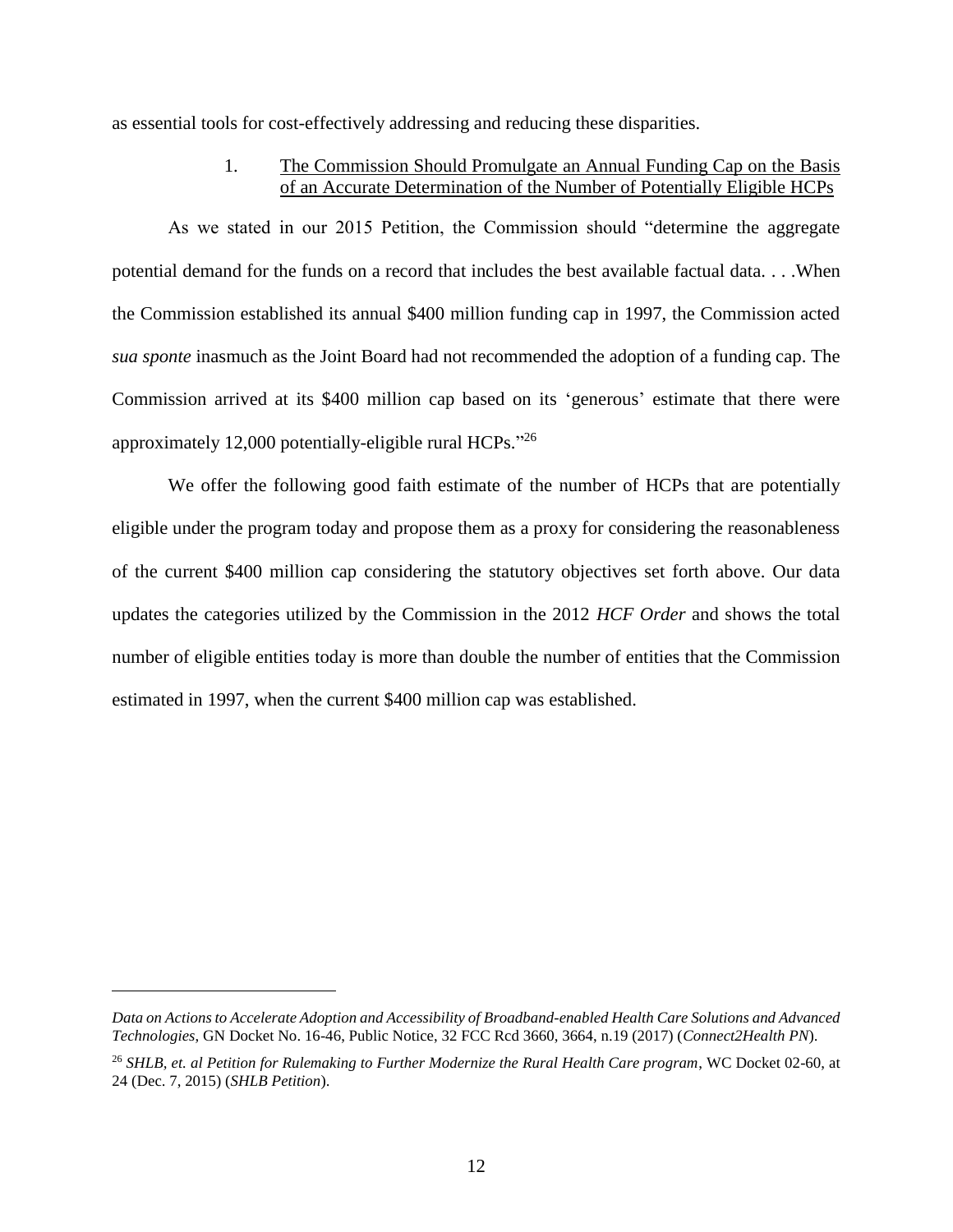as essential tools for cost-effectively addressing and reducing these disparities.

### 1. The Commission Should Promulgate an Annual Funding Cap on the Basis of an Accurate Determination of the Number of Potentially Eligible HCPs

As we stated in our 2015 Petition, the Commission should "determine the aggregate potential demand for the funds on a record that includes the best available factual data. . . .When the Commission established its annual $400 million funding cap in 1997, the Commission acted *sua sponte* inasmuch as the Joint Board had not recommended the adoption of a funding cap. The Commission arrived at its $400 million cap based on its 'generous' estimate that there were approximately 12,000 potentially-eligible rural HCPs."[26]

We offer the following good faith estimate of the number of HCPs that are potentially eligible under the program today and propose them as a proxy for considering the reasonableness of the current $400 million cap considering the statutory objectives set forth above. Our data updates the categories utilized by the Commission in the 2012 *HCF Order* and shows the total number of eligible entities today is more than double the number of entities that the Commission estimated in 1997, when the current $400 million cap was established.

---

*Data on Actions to Accelerate Adoption and Accessibility of Broadband-enabled Health Care Solutions and Advanced Technologies*, GN Docket No. 16-46, Public Notice, 32 FCC Rcd 3660, 3664, n.19 (2017) (*Connect2Health PN*).

[26] *SHLB, et. al Petition for Rulemaking to Further Modernize the Rural Health Care program*, WC Docket 02-60, at 24 (Dec. 7, 2015) (*SHLB Petition*).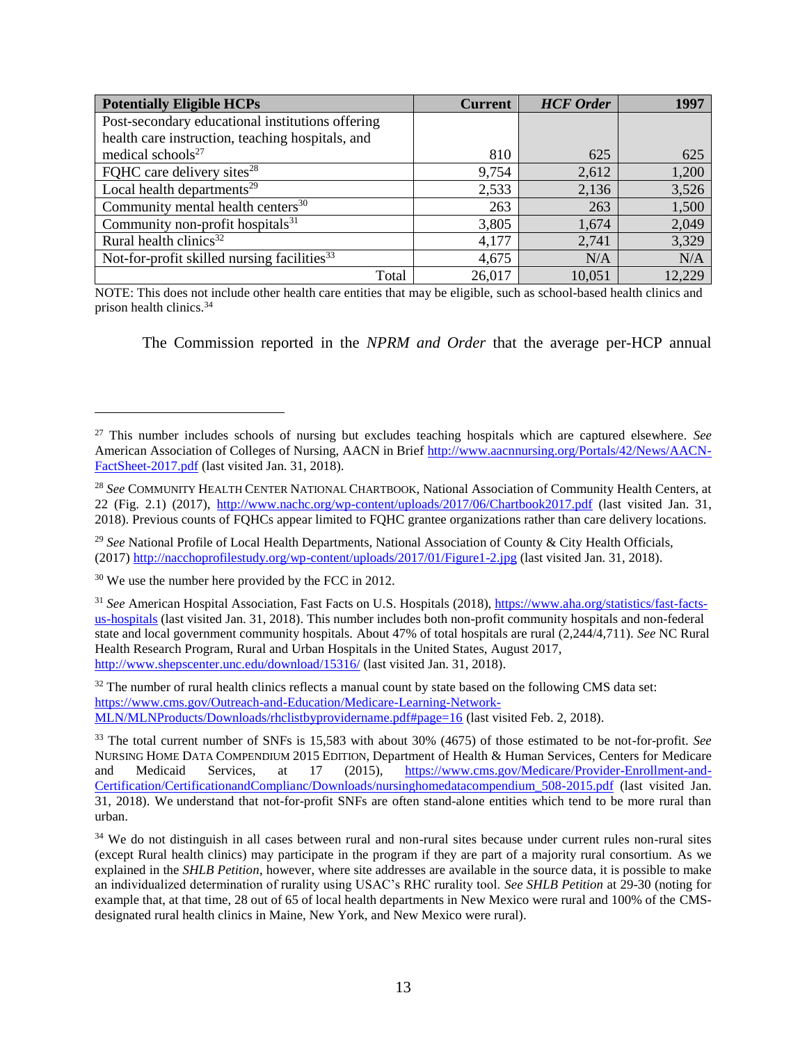| **Potentially Eligible HCPs** | **Current** | ***HCF Order*** | **1997** |
|---|---|---|---|
| Post-secondary educational institutions offering health care instruction, teaching hospitals, and medical schools[27] | 810 | 625 | 625 |
| FQHC care delivery sites[28] | 9,754 | 2,612 | 1,200 |
| Local health departments[29] | 2,533 | 2,136 | 3,526 |
| Community mental health centers[30] | 263 | 263 | 1,500 |
| Community non-profit hospitals[31] | 3,805 | 1,674 | 2,049 |
| Rural health clinics[32] | 4,177 | 2,741 | 3,329 |
| Not-for-profit skilled nursing facilities[33] | 4,675 | N/A | N/A |
| Total | 26,017 | 10,051 | 12,229 |

NOTE: This does not include other health care entities that may be eligible, such as school-based health clinics and prison health clinics.[34]

The Commission reported in the *NPRM and Order* that the average per-HCP annual

---

[27] This number includes schools of nursing but excludes teaching hospitals which are captured elsewhere. *See* American Association of Colleges of Nursing, AACN in Brief http://www.aacnnursing.org/Portals/42/News/AACN-FactSheet-2017.pdf (last visited Jan. 31, 2018).

[28] *See* COMMUNITY HEALTH CENTER NATIONAL CHARTBOOK, National Association of Community Health Centers, at 22 (Fig. 2.1) (2017), http://www.nachc.org/wp-content/uploads/2017/06/Chartbook2017.pdf (last visited Jan. 31, 2018). Previous counts of FQHCs appear limited to FQHC grantee organizations rather than care delivery locations.

[29] *See* National Profile of Local Health Departments, National Association of County & City Health Officials, (2017) http://nacchoprofilestudy.org/wp-content/uploads/2017/01/Figure1-2.jpg (last visited Jan. 31, 2018).

[30] We use the number here provided by the FCC in 2012.

[31] *See* American Hospital Association, Fast Facts on U.S. Hospitals (2018), https://www.aha.org/statistics/fast-facts-us-hospitals (last visited Jan. 31, 2018). This number includes both non-profit community hospitals and non-federal state and local government community hospitals. About 47% of total hospitals are rural (2,244/4,711). *See* NC Rural Health Research Program, Rural and Urban Hospitals in the United States, August 2017, http://www.shepscenter.unc.edu/download/15316/ (last visited Jan. 31, 2018).

[32] The number of rural health clinics reflects a manual count by state based on the following CMS data set: https://www.cms.gov/Outreach-and-Education/Medicare-Learning-Network-MLN/MLNProducts/Downloads/rhclistbyprovidername.pdf#page=16 (last visited Feb. 2, 2018).

[33] The total current number of SNFs is 15,583 with about 30% (4675) of those estimated to be not-for-profit. *See* NURSING HOME DATA COMPENDIUM 2015 EDITION, Department of Health & Human Services, Centers for Medicare and Medicaid Services, at 17 (2015), https://www.cms.gov/Medicare/Provider-Enrollment-and-Certification/CertificationandComplianc/Downloads/nursinghomedatacompendium_508-2015.pdf (last visited Jan. 31, 2018). We understand that not-for-profit SNFs are often stand-alone entities which tend to be more rural than urban.

[34] We do not distinguish in all cases between rural and non-rural sites because under current rules non-rural sites (except Rural health clinics) may participate in the program if they are part of a majority rural consortium. As we explained in the *SHLB Petition*, however, where site addresses are available in the source data, it is possible to make an individualized determination of rurality using USAC's RHC rurality tool. *See SHLB Petition* at 29-30 (noting for example that, at that time, 28 out of 65 of local health departments in New Mexico were rural and 100% of the CMS-designated rural health clinics in Maine, New York, and New Mexico were rural).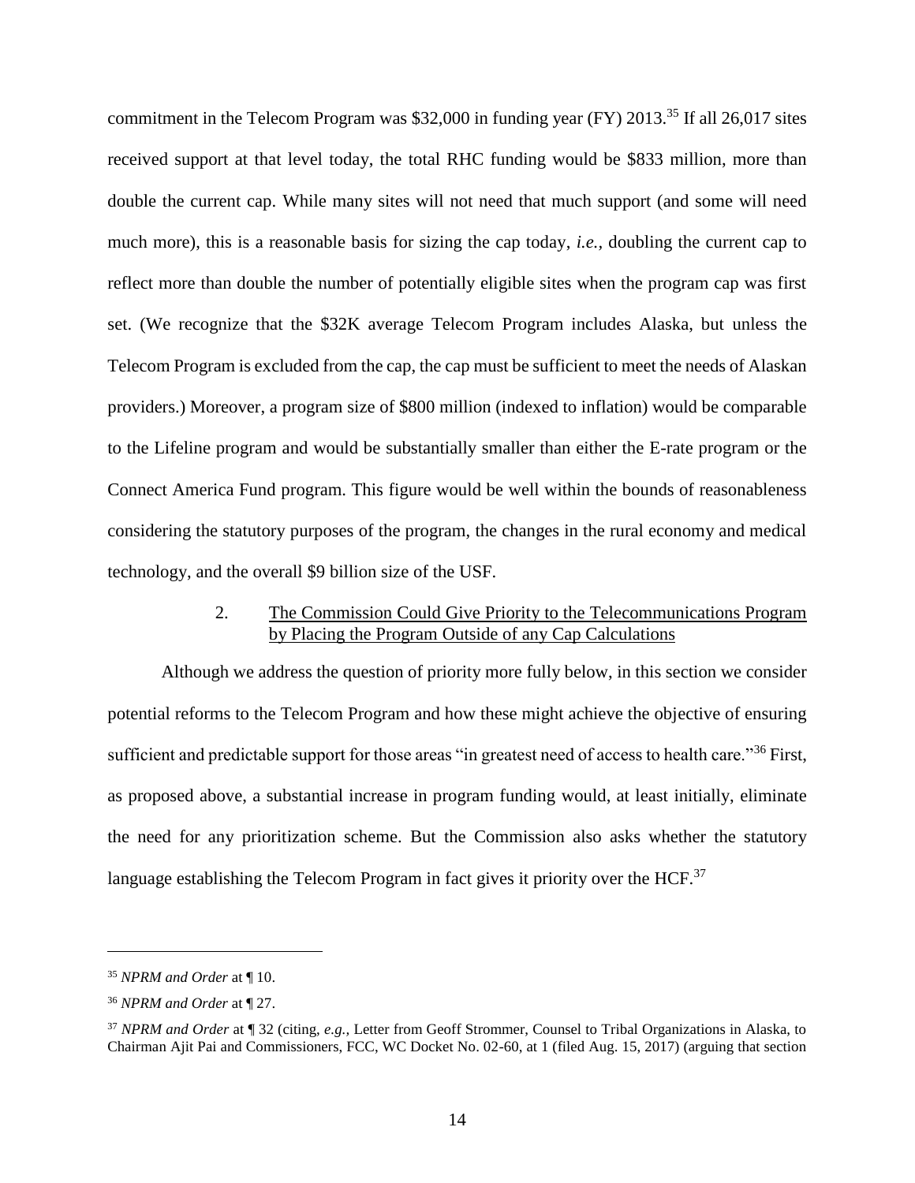commitment in the Telecom Program was $32,000 in funding year (FY) 2013.[35] If all 26,017 sites received support at that level today, the total RHC funding would be $833 million, more than double the current cap. While many sites will not need that much support (and some will need much more), this is a reasonable basis for sizing the cap today, *i.e.*, doubling the current cap to reflect more than double the number of potentially eligible sites when the program cap was first set. (We recognize that the $32K average Telecom Program includes Alaska, but unless the Telecom Program is excluded from the cap, the cap must be sufficient to meet the needs of Alaskan providers.) Moreover, a program size of $800 million (indexed to inflation) would be comparable to the Lifeline program and would be substantially smaller than either the E-rate program or the Connect America Fund program. This figure would be well within the bounds of reasonableness considering the statutory purposes of the program, the changes in the rural economy and medical technology, and the overall $9 billion size of the USF.

### 2. The Commission Could Give Priority to the Telecommunications Program by Placing the Program Outside of any Cap Calculations

Although we address the question of priority more fully below, in this section we consider potential reforms to the Telecom Program and how these might achieve the objective of ensuring sufficient and predictable support for those areas "in greatest need of access to health care."[36] First, as proposed above, a substantial increase in program funding would, at least initially, eliminate the need for any prioritization scheme. But the Commission also asks whether the statutory language establishing the Telecom Program in fact gives it priority over the HCF.[37]

---

[35] *NPRM and Order* at ¶ 10.

[36] *NPRM and Order* at ¶ 27.

[37] *NPRM and Order* at ¶ 32 (citing, *e.g.*, Letter from Geoff Strommer, Counsel to Tribal Organizations in Alaska, to Chairman Ajit Pai and Commissioners, FCC, WC Docket No. 02-60, at 1 (filed Aug. 15, 2017) (arguing that section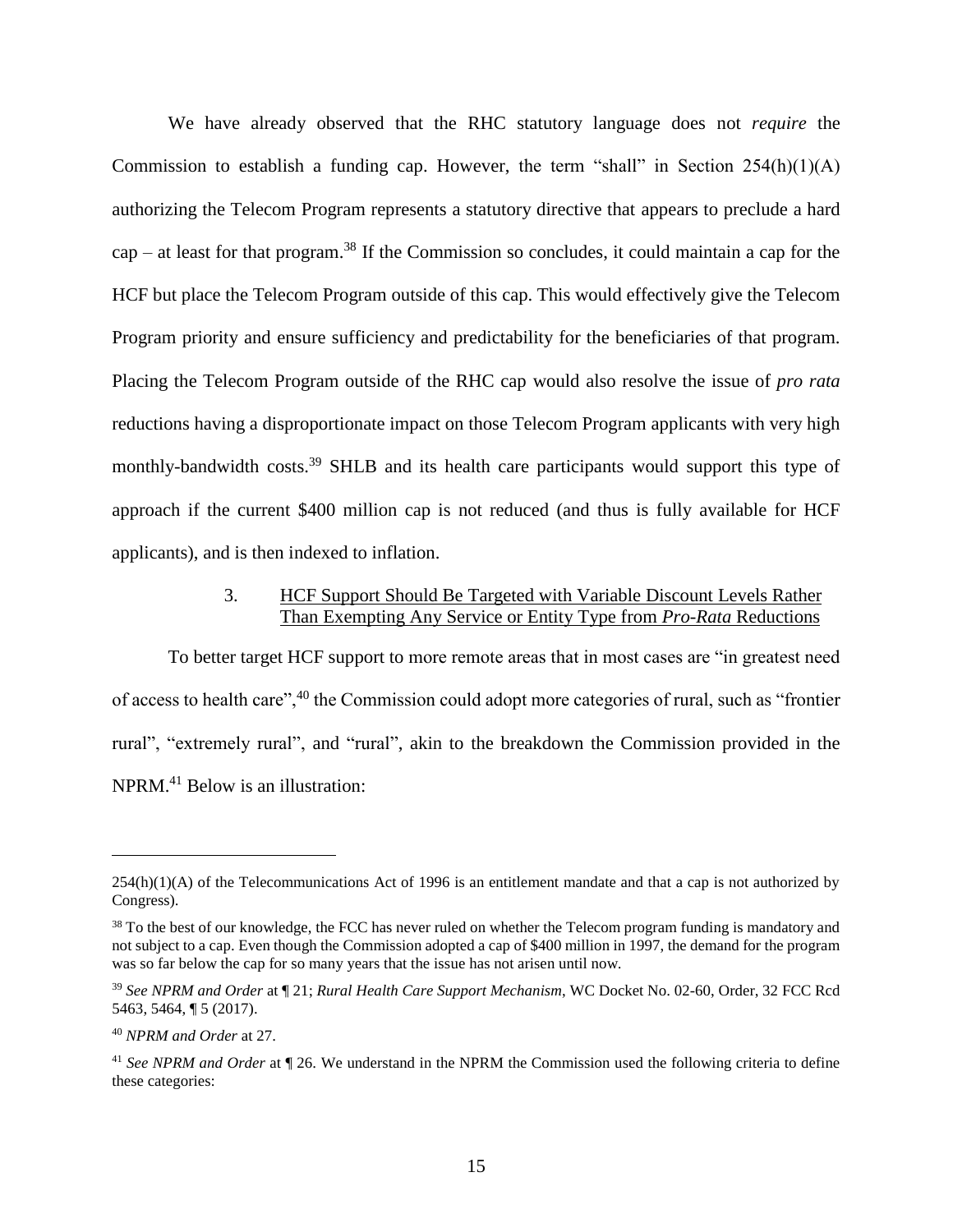We have already observed that the RHC statutory language does not *require* the Commission to establish a funding cap. However, the term "shall" in Section 254(h)(1)(A) authorizing the Telecom Program represents a statutory directive that appears to preclude a hard cap – at least for that program.[38] If the Commission so concludes, it could maintain a cap for the HCF but place the Telecom Program outside of this cap. This would effectively give the Telecom Program priority and ensure sufficiency and predictability for the beneficiaries of that program. Placing the Telecom Program outside of the RHC cap would also resolve the issue of *pro rata* reductions having a disproportionate impact on those Telecom Program applicants with very high monthly-bandwidth costs.[39] SHLB and its health care participants would support this type of approach if the current $400 million cap is not reduced (and thus is fully available for HCF applicants), and is then indexed to inflation.

### 3. HCF Support Should Be Targeted with Variable Discount Levels Rather Than Exempting Any Service or Entity Type from *Pro-Rata* Reductions

To better target HCF support to more remote areas that in most cases are "in greatest need of access to health care",[40] the Commission could adopt more categories of rural, such as "frontier rural", "extremely rural", and "rural", akin to the breakdown the Commission provided in the NPRM.[41] Below is an illustration:

---

254(h)(1)(A) of the Telecommunications Act of 1996 is an entitlement mandate and that a cap is not authorized by Congress).

[38] To the best of our knowledge, the FCC has never ruled on whether the Telecom program funding is mandatory and not subject to a cap. Even though the Commission adopted a cap of $400 million in 1997, the demand for the program was so far below the cap for so many years that the issue has not arisen until now.

[39] *See NPRM and Order* at ¶ 21; *Rural Health Care Support Mechanism*, WC Docket No. 02-60, Order, 32 FCC Rcd 5463, 5464, ¶ 5 (2017).

[40] *NPRM and Order* at 27.

[41] *See NPRM and Order* at ¶ 26. We understand in the NPRM the Commission used the following criteria to define these categories: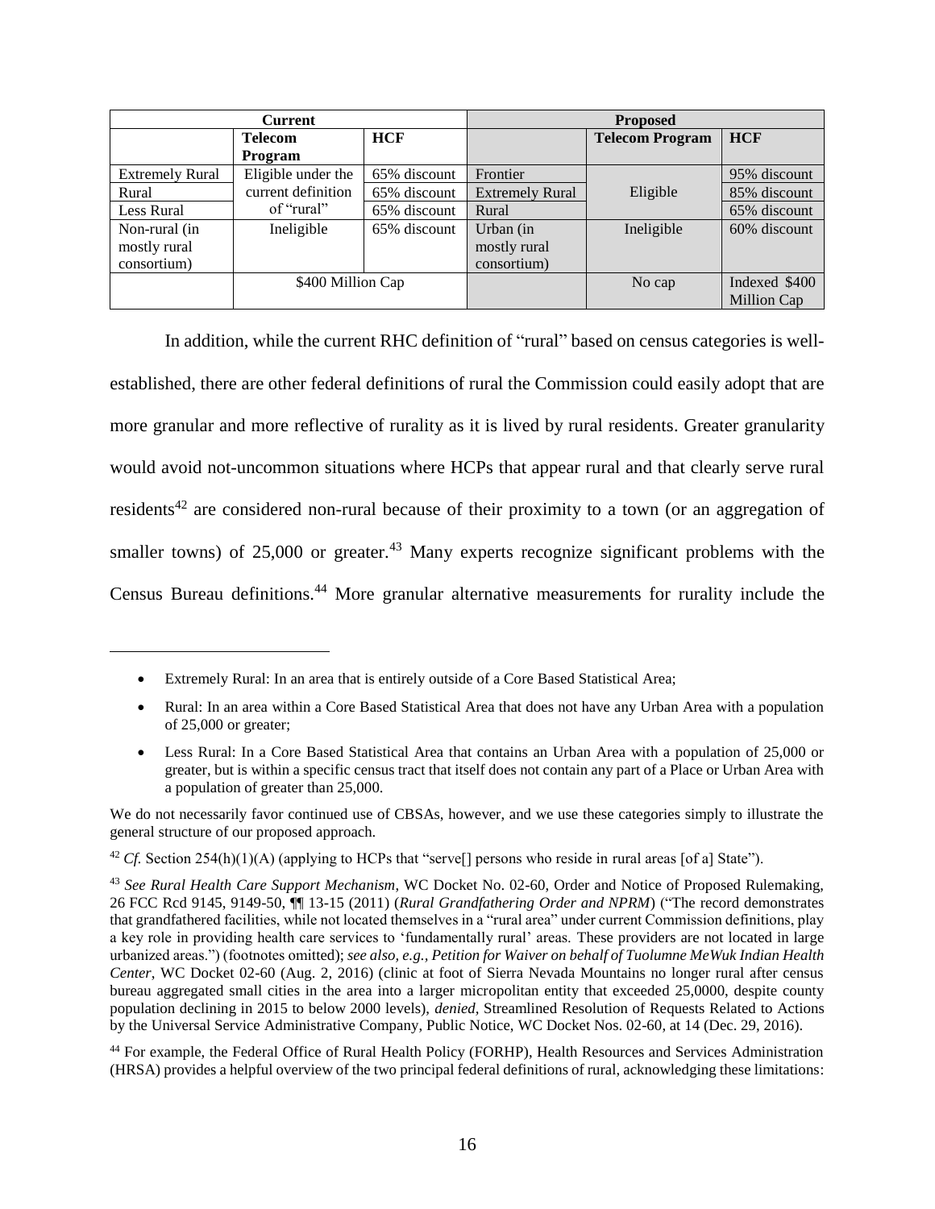| Current | | | Proposed | | |
|---|---|---|---|---|---|
| | **Telecom Program** | **HCF** | | **Telecom Program** | **HCF** |
| Extremely Rural | Eligible under the current definition of "rural" | 65% discount | Frontier | Eligible | 95% discount |
| Rural | | 65% discount | Extremely Rural | | 85% discount |
| Less Rural | | 65% discount | Rural | | 65% discount |
| Non-rural (in mostly rural consortium) | Ineligible | 65% discount | Urban (in mostly rural consortium) | Ineligible | 60% discount |
| | $400 Million Cap | | | No cap | Indexed $400 Million Cap |

In addition, while the current RHC definition of "rural" based on census categories is well-established, there are other federal definitions of rural the Commission could easily adopt that are more granular and more reflective of rurality as it is lived by rural residents. Greater granularity would avoid not-uncommon situations where HCPs that appear rural and that clearly serve rural residents[42] are considered non-rural because of their proximity to a town (or an aggregation of smaller towns) of 25,000 or greater.[43] Many experts recognize significant problems with the Census Bureau definitions.[44] More granular alternative measurements for rurality include the

---

- Extremely Rural: In an area that is entirely outside of a Core Based Statistical Area;
- Rural: In an area within a Core Based Statistical Area that does not have any Urban Area with a population of 25,000 or greater;
- Less Rural: In a Core Based Statistical Area that contains an Urban Area with a population of 25,000 or greater, but is within a specific census tract that itself does not contain any part of a Place or Urban Area with a population of greater than 25,000.

We do not necessarily favor continued use of CBSAs, however, and we use these categories simply to illustrate the general structure of our proposed approach.

[42] *Cf.* Section 254(h)(1)(A) (applying to HCPs that "serve[] persons who reside in rural areas [of a] State").

[43] *See Rural Health Care Support Mechanism*, WC Docket No. 02-60, Order and Notice of Proposed Rulemaking, 26 FCC Rcd 9145, 9149-50, ¶¶ 13-15 (2011) (*Rural Grandfathering Order and NPRM*) ("The record demonstrates that grandfathered facilities, while not located themselves in a "rural area" under current Commission definitions, play a key role in providing health care services to 'fundamentally rural' areas. These providers are not located in large urbanized areas.") (footnotes omitted); *see also*, *e.g.*, *Petition for Waiver on behalf of Tuolumne MeWuk Indian Health Center*, WC Docket 02-60 (Aug. 2, 2016) (clinic at foot of Sierra Nevada Mountains no longer rural after census bureau aggregated small cities in the area into a larger micropolitan entity that exceeded 25,0000, despite county population declining in 2015 to below 2000 levels), *denied*, Streamlined Resolution of Requests Related to Actions by the Universal Service Administrative Company, Public Notice, WC Docket Nos. 02-60, at 14 (Dec. 29, 2016).

[44] For example, the Federal Office of Rural Health Policy (FORHP), Health Resources and Services Administration (HRSA) provides a helpful overview of the two principal federal definitions of rural, acknowledging these limitations: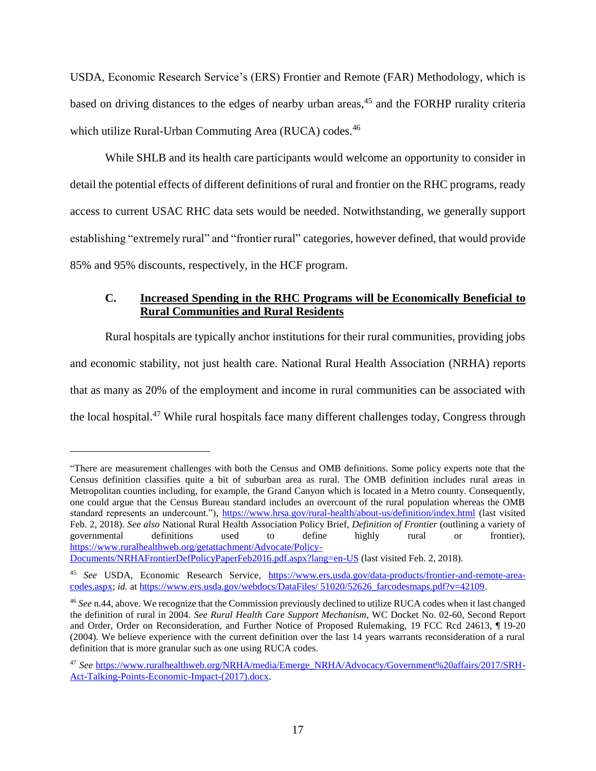USDA, Economic Research Service's (ERS) Frontier and Remote (FAR) Methodology, which is based on driving distances to the edges of nearby urban areas,[45] and the FORHP rurality criteria which utilize Rural-Urban Commuting Area (RUCA) codes.[46]

While SHLB and its health care participants would welcome an opportunity to consider in detail the potential effects of different definitions of rural and frontier on the RHC programs, ready access to current USAC RHC data sets would be needed. Notwithstanding, we generally support establishing "extremely rural" and "frontier rural" categories, however defined, that would provide 85% and 95% discounts, respectively, in the HCF program.

### C. Increased Spending in the RHC Programs will be Economically Beneficial to Rural Communities and Rural Residents

Rural hospitals are typically anchor institutions for their rural communities, providing jobs and economic stability, not just health care. National Rural Health Association (NRHA) reports that as many as 20% of the employment and income in rural communities can be associated with the local hospital.[47] While rural hospitals face many different challenges today, Congress through

---

"There are measurement challenges with both the Census and OMB definitions. Some policy experts note that the Census definition classifies quite a bit of suburban area as rural. The OMB definition includes rural areas in Metropolitan counties including, for example, the Grand Canyon which is located in a Metro county. Consequently, one could argue that the Census Bureau standard includes an overcount of the rural population whereas the OMB standard represents an undercount."), https://www.hrsa.gov/rural-health/about-us/definition/index.html (last visited Feb. 2, 2018). *See also* National Rural Health Association Policy Brief, *Definition of Frontier* (outlining a variety of governmental definitions used to define highly rural or frontier), https://www.ruralhealthweb.org/getattachment/Advocate/Policy-Documents/NRHAFrontierDefPolicyPaperFeb2016.pdf.aspx?lang=en-US (last visited Feb. 2, 2018).

[45] *See* USDA, Economic Research Service, https://www.ers.usda.gov/data-products/frontier-and-remote-area-codes.aspx; *id.* at https://www.ers.usda.gov/webdocs/DataFiles/ 51020/52626_farcodesmaps.pdf?v=42109.

[46] *See* n.44, above. We recognize that the Commission previously declined to utilize RUCA codes when it last changed the definition of rural in 2004. *See Rural Health Care Support Mechanism*, WC Docket No. 02-60, Second Report and Order, Order on Reconsideration, and Further Notice of Proposed Rulemaking, 19 FCC Rcd 24613, ¶ 19-20 (2004). We believe experience with the current definition over the last 14 years warrants reconsideration of a rural definition that is more granular such as one using RUCA codes.

[47] *See* https://www.ruralhealthweb.org/NRHA/media/Emerge_NRHA/Advocacy/Government%20affairs/2017/SRH-Act-Talking-Points-Economic-Impact-(2017).docx.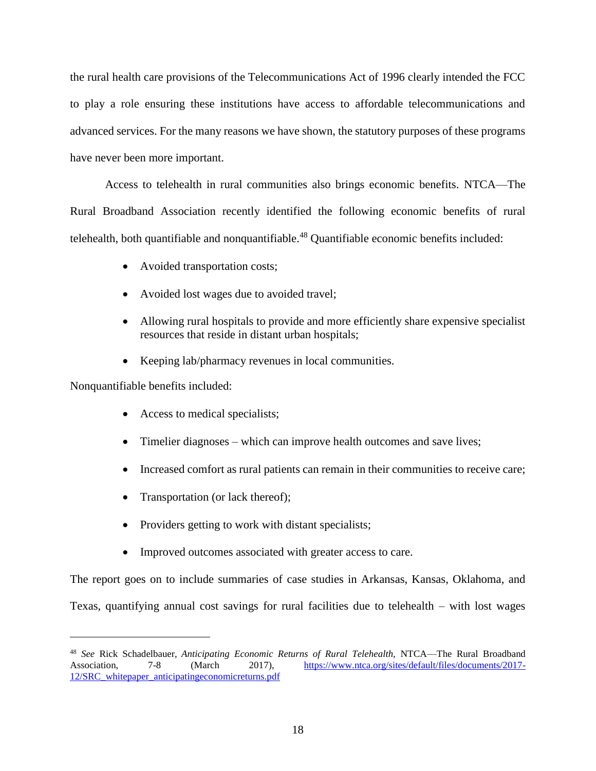the rural health care provisions of the Telecommunications Act of 1996 clearly intended the FCC to play a role ensuring these institutions have access to affordable telecommunications and advanced services. For the many reasons we have shown, the statutory purposes of these programs have never been more important.

Access to telehealth in rural communities also brings economic benefits. NTCA—The Rural Broadband Association recently identified the following economic benefits of rural telehealth, both quantifiable and nonquantifiable.[48] Quantifiable economic benefits included:

- Avoided transportation costs;
- Avoided lost wages due to avoided travel;
- Allowing rural hospitals to provide and more efficiently share expensive specialist resources that reside in distant urban hospitals;
- Keeping lab/pharmacy revenues in local communities.

Nonquantifiable benefits included:

- Access to medical specialists;
- Timelier diagnoses – which can improve health outcomes and save lives;
- Increased comfort as rural patients can remain in their communities to receive care;
- Transportation (or lack thereof);
- Providers getting to work with distant specialists;
- Improved outcomes associated with greater access to care.

The report goes on to include summaries of case studies in Arkansas, Kansas, Oklahoma, and Texas, quantifying annual cost savings for rural facilities due to telehealth – with lost wages

---

[48] *See* Rick Schadelbauer, *Anticipating Economic Returns of Rural Telehealth*, NTCA—The Rural Broadband Association, 7-8 (March 2017), https://www.ntca.org/sites/default/files/documents/2017-12/SRC_whitepaper_anticipatingeconomicreturns.pdf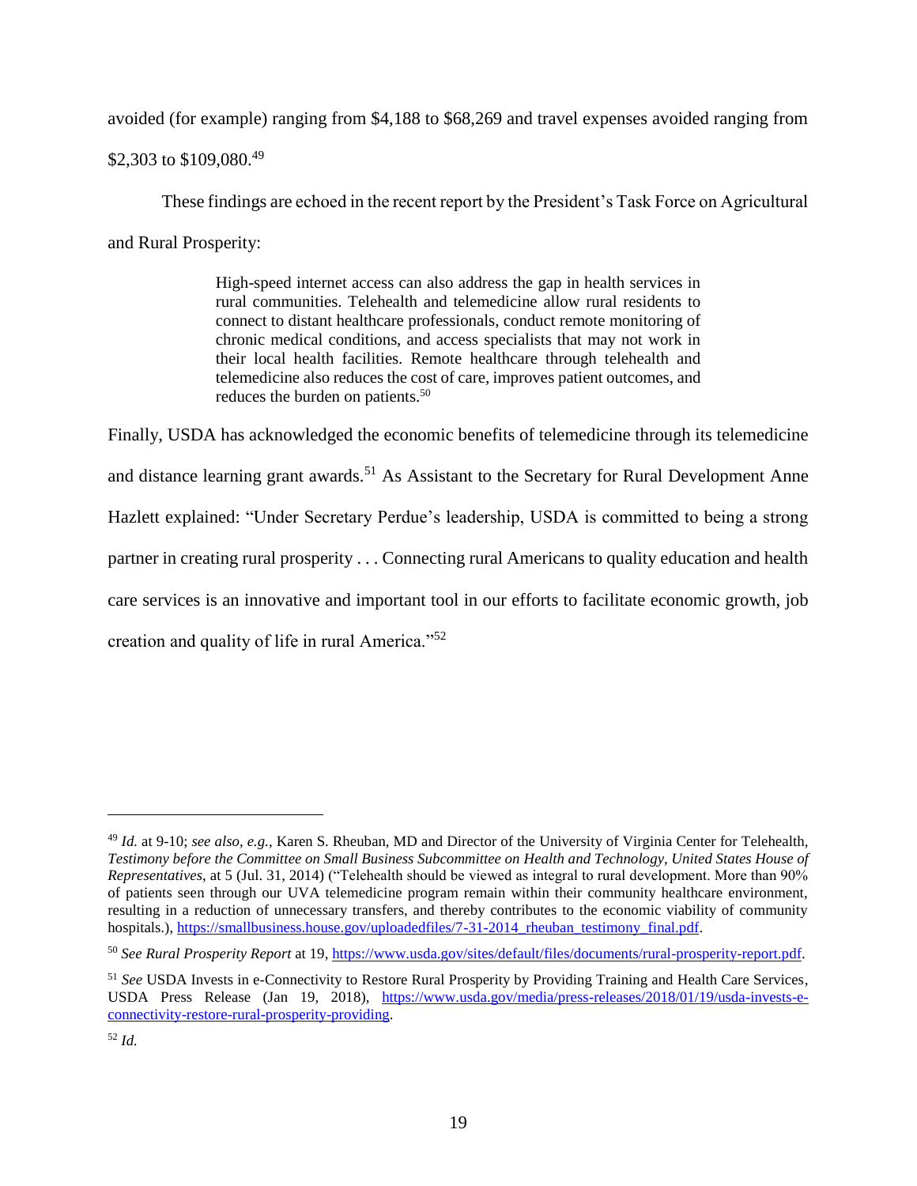avoided (for example) ranging from $4,188 to $68,269 and travel expenses avoided ranging from $2,303 to $109,080.[49]

These findings are echoed in the recent report by the President's Task Force on Agricultural and Rural Prosperity:

> High-speed internet access can also address the gap in health services in rural communities. Telehealth and telemedicine allow rural residents to connect to distant healthcare professionals, conduct remote monitoring of chronic medical conditions, and access specialists that may not work in their local health facilities. Remote healthcare through telehealth and telemedicine also reduces the cost of care, improves patient outcomes, and reduces the burden on patients.[50]

Finally, USDA has acknowledged the economic benefits of telemedicine through its telemedicine and distance learning grant awards.[51] As Assistant to the Secretary for Rural Development Anne Hazlett explained: "Under Secretary Perdue's leadership, USDA is committed to being a strong partner in creating rural prosperity . . . Connecting rural Americans to quality education and health care services is an innovative and important tool in our efforts to facilitate economic growth, job creation and quality of life in rural America."[52]

---

[49] *Id.* at 9-10; *see also, e.g.,* Karen S. Rheuban, MD and Director of the University of Virginia Center for Telehealth, *Testimony before the Committee on Small Business Subcommittee on Health and Technology, United States House of Representatives*, at 5 (Jul. 31, 2014) ("Telehealth should be viewed as integral to rural development. More than 90% of patients seen through our UVA telemedicine program remain within their community healthcare environment, resulting in a reduction of unnecessary transfers, and thereby contributes to the economic viability of community hospitals.), https://smallbusiness.house.gov/uploadedfiles/7-31-2014_rheuban_testimony_final.pdf.

[50] *See Rural Prosperity Report* at 19, https://www.usda.gov/sites/default/files/documents/rural-prosperity-report.pdf.

[51] *See* USDA Invests in e-Connectivity to Restore Rural Prosperity by Providing Training and Health Care Services, USDA Press Release (Jan 19, 2018), https://www.usda.gov/media/press-releases/2018/01/19/usda-invests-e-connectivity-restore-rural-prosperity-providing.

[52] *Id.*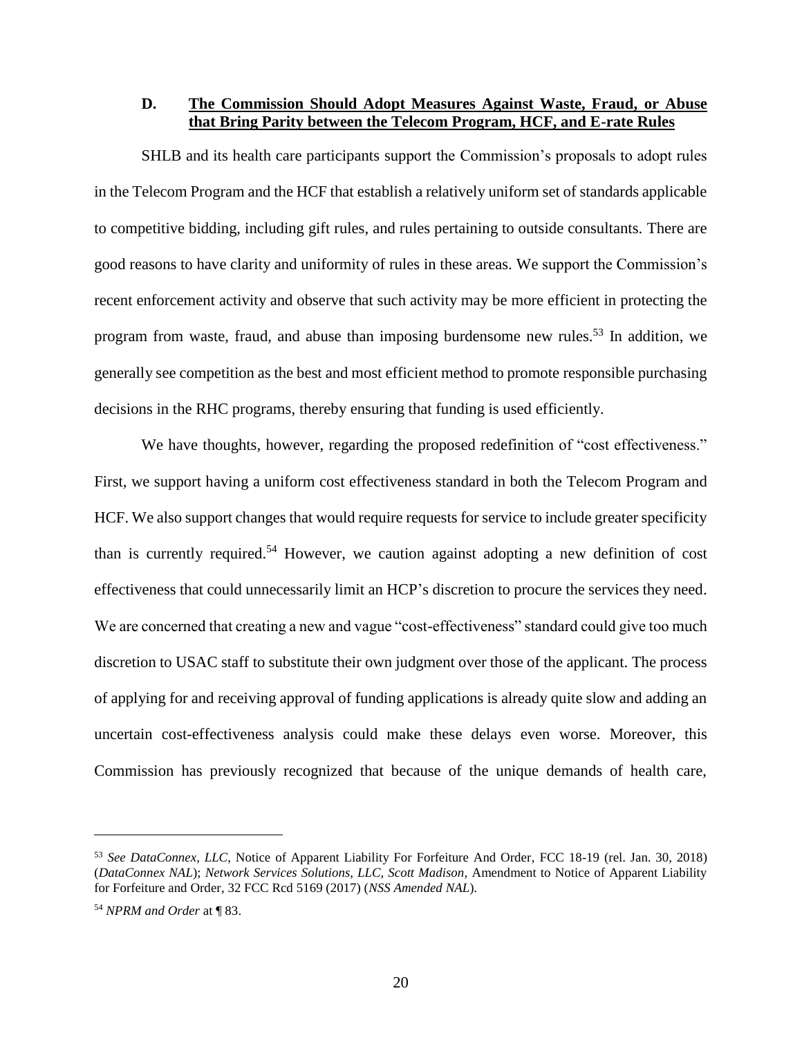### D. **The Commission Should Adopt Measures Against Waste, Fraud, or Abuse that Bring Parity between the Telecom Program, HCF, and E-rate Rules**

SHLB and its health care participants support the Commission's proposals to adopt rules in the Telecom Program and the HCF that establish a relatively uniform set of standards applicable to competitive bidding, including gift rules, and rules pertaining to outside consultants. There are good reasons to have clarity and uniformity of rules in these areas. We support the Commission's recent enforcement activity and observe that such activity may be more efficient in protecting the program from waste, fraud, and abuse than imposing burdensome new rules.[53] In addition, we generally see competition as the best and most efficient method to promote responsible purchasing decisions in the RHC programs, thereby ensuring that funding is used efficiently.

We have thoughts, however, regarding the proposed redefinition of "cost effectiveness." First, we support having a uniform cost effectiveness standard in both the Telecom Program and HCF. We also support changes that would require requests for service to include greater specificity than is currently required.[54] However, we caution against adopting a new definition of cost effectiveness that could unnecessarily limit an HCP's discretion to procure the services they need. We are concerned that creating a new and vague "cost-effectiveness" standard could give too much discretion to USAC staff to substitute their own judgment over those of the applicant. The process of applying for and receiving approval of funding applications is already quite slow and adding an uncertain cost-effectiveness analysis could make these delays even worse. Moreover, this Commission has previously recognized that because of the unique demands of health care,

---

[53] *See DataConnex, LLC*, Notice of Apparent Liability For Forfeiture And Order, FCC 18-19 (rel. Jan. 30, 2018) (*DataConnex NAL*); *Network Services Solutions, LLC, Scott Madison,* Amendment to Notice of Apparent Liability for Forfeiture and Order, 32 FCC Rcd 5169 (2017) (*NSS Amended NAL*).

[54] *NPRM and Order* at ¶ 83.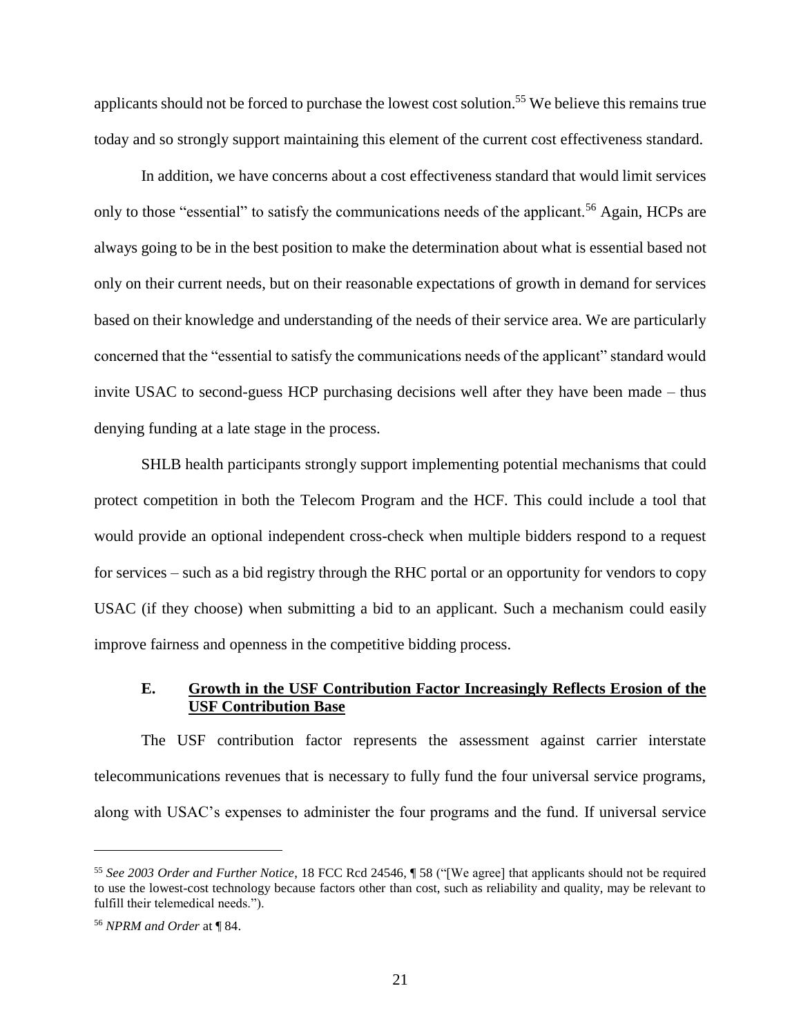applicants should not be forced to purchase the lowest cost solution.[55] We believe this remains true today and so strongly support maintaining this element of the current cost effectiveness standard.

In addition, we have concerns about a cost effectiveness standard that would limit services only to those "essential" to satisfy the communications needs of the applicant.[56] Again, HCPs are always going to be in the best position to make the determination about what is essential based not only on their current needs, but on their reasonable expectations of growth in demand for services based on their knowledge and understanding of the needs of their service area. We are particularly concerned that the "essential to satisfy the communications needs of the applicant" standard would invite USAC to second-guess HCP purchasing decisions well after they have been made – thus denying funding at a late stage in the process.

SHLB health participants strongly support implementing potential mechanisms that could protect competition in both the Telecom Program and the HCF. This could include a tool that would provide an optional independent cross-check when multiple bidders respond to a request for services – such as a bid registry through the RHC portal or an opportunity for vendors to copy USAC (if they choose) when submitting a bid to an applicant. Such a mechanism could easily improve fairness and openness in the competitive bidding process.

### E. Growth in the USF Contribution Factor Increasingly Reflects Erosion of the USF Contribution Base

The USF contribution factor represents the assessment against carrier interstate telecommunications revenues that is necessary to fully fund the four universal service programs, along with USAC's expenses to administer the four programs and the fund. If universal service

---

[55] *See 2003 Order and Further Notice*, 18 FCC Rcd 24546, ¶ 58 ("[We agree] that applicants should not be required to use the lowest-cost technology because factors other than cost, such as reliability and quality, may be relevant to fulfill their telemedical needs.").

[56] *NPRM and Order* at ¶ 84.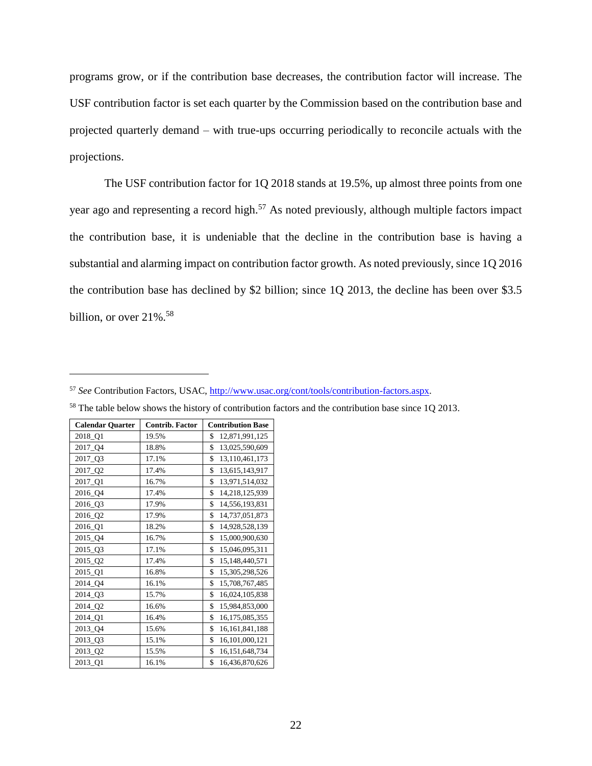programs grow, or if the contribution base decreases, the contribution factor will increase. The USF contribution factor is set each quarter by the Commission based on the contribution base and projected quarterly demand – with true-ups occurring periodically to reconcile actuals with the projections.

The USF contribution factor for 1Q 2018 stands at 19.5%, up almost three points from one year ago and representing a record high.[57] As noted previously, although multiple factors impact the contribution base, it is undeniable that the decline in the contribution base is having a substantial and alarming impact on contribution factor growth. As noted previously, since 1Q 2016 the contribution base has declined by $2 billion; since 1Q 2013, the decline has been over $3.5 billion, or over 21%.[58]

---

[57] *See* Contribution Factors, USAC, http://www.usac.org/cont/tools/contribution-factors.aspx.

[58] The table below shows the history of contribution factors and the contribution base since 1Q 2013.

| Calendar Quarter | Contrib. Factor | Contribution Base |
|---|---|---|
| 2018_Q1 | 19.5% | $ 12,871,991,125 |
| 2017_Q4 | 18.8% | $ 13,025,590,609 |
| 2017_Q3 | 17.1% | $ 13,110,461,173 |
| 2017_Q2 | 17.4% | $ 13,615,143,917 |
| 2017_Q1 | 16.7% | $ 13,971,514,032 |
| 2016_Q4 | 17.4% | $ 14,218,125,939 |
| 2016_Q3 | 17.9% | $ 14,556,193,831 |
| 2016_Q2 | 17.9% | $ 14,737,051,873 |
| 2016_Q1 | 18.2% | $ 14,928,528,139 |
| 2015_Q4 | 16.7% | $ 15,000,900,630 |
| 2015_Q3 | 17.1% | $ 15,046,095,311 |
| 2015_Q2 | 17.4% | $ 15,148,440,571 |
| 2015_Q1 | 16.8% | $ 15,305,298,526 |
| 2014_Q4 | 16.1% | $ 15,708,767,485 |
| 2014_Q3 | 15.7% | $ 16,024,105,838 |
| 2014_Q2 | 16.6% | $ 15,984,853,000 |
| 2014_Q1 | 16.4% | $ 16,175,085,355 |
| 2013_Q4 | 15.6% | $ 16,161,841,188 |
| 2013_Q3 | 15.1% | $ 16,101,000,121 |
| 2013_Q2 | 15.5% | $ 16,151,648,734 |
| 2013_Q1 | 16.1% | $ 16,436,870,626 |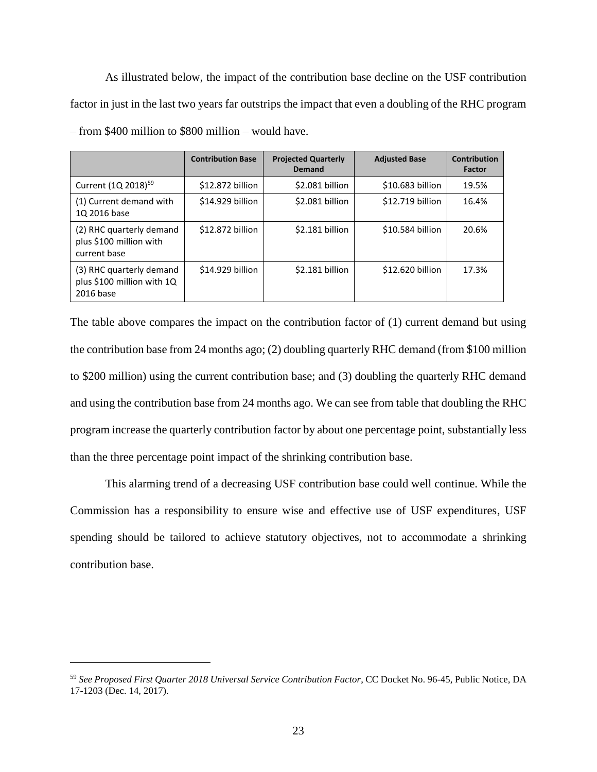As illustrated below, the impact of the contribution base decline on the USF contribution factor in just in the last two years far outstrips the impact that even a doubling of the RHC program – from $400 million to $800 million – would have.

| | Contribution Base | Projected Quarterly Demand | Adjusted Base | Contribution Factor |
|---|---|---|---|---|
| Current (1Q 2018)[59] | $12.872 billion | $2.081 billion | $10.683 billion | 19.5% |
| (1) Current demand with 1Q 2016 base | $14.929 billion | $2.081 billion | $12.719 billion | 16.4% |
| (2) RHC quarterly demand plus $100 million with current base | $12.872 billion | $2.181 billion | $10.584 billion | 20.6% |
| (3) RHC quarterly demand plus $100 million with 1Q 2016 base | $14.929 billion | $2.181 billion | $12.620 billion | 17.3% |

The table above compares the impact on the contribution factor of (1) current demand but using the contribution base from 24 months ago; (2) doubling quarterly RHC demand (from $100 million to $200 million) using the current contribution base; and (3) doubling the quarterly RHC demand and using the contribution base from 24 months ago. We can see from table that doubling the RHC program increase the quarterly contribution factor by about one percentage point, substantially less than the three percentage point impact of the shrinking contribution base.

This alarming trend of a decreasing USF contribution base could well continue. While the Commission has a responsibility to ensure wise and effective use of USF expenditures, USF spending should be tailored to achieve statutory objectives, not to accommodate a shrinking contribution base.

---

[59] *See Proposed First Quarter 2018 Universal Service Contribution Factor*, CC Docket No. 96-45, Public Notice, DA 17-1203 (Dec. 14, 2017).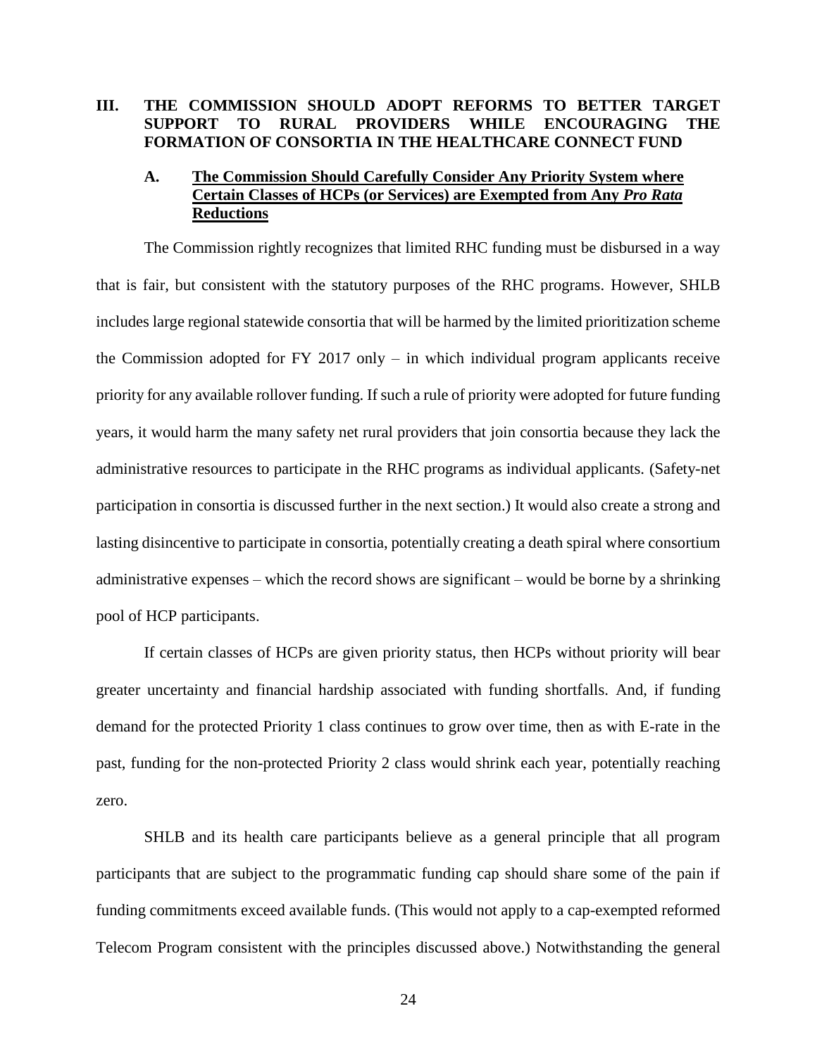## III. THE COMMISSION SHOULD ADOPT REFORMS TO BETTER TARGET SUPPORT TO RURAL PROVIDERS WHILE ENCOURAGING THE FORMATION OF CONSORTIA IN THE HEALTHCARE CONNECT FUND

### A. The Commission Should Carefully Consider Any Priority System where Certain Classes of HCPs (or Services) are Exempted from Any *Pro Rata* Reductions

The Commission rightly recognizes that limited RHC funding must be disbursed in a way that is fair, but consistent with the statutory purposes of the RHC programs. However, SHLB includes large regional statewide consortia that will be harmed by the limited prioritization scheme the Commission adopted for FY 2017 only – in which individual program applicants receive priority for any available rollover funding. If such a rule of priority were adopted for future funding years, it would harm the many safety net rural providers that join consortia because they lack the administrative resources to participate in the RHC programs as individual applicants. (Safety-net participation in consortia is discussed further in the next section.) It would also create a strong and lasting disincentive to participate in consortia, potentially creating a death spiral where consortium administrative expenses – which the record shows are significant – would be borne by a shrinking pool of HCP participants.

If certain classes of HCPs are given priority status, then HCPs without priority will bear greater uncertainty and financial hardship associated with funding shortfalls. And, if funding demand for the protected Priority 1 class continues to grow over time, then as with E-rate in the past, funding for the non-protected Priority 2 class would shrink each year, potentially reaching zero.

SHLB and its health care participants believe as a general principle that all program participants that are subject to the programmatic funding cap should share some of the pain if funding commitments exceed available funds. (This would not apply to a cap-exempted reformed Telecom Program consistent with the principles discussed above.) Notwithstanding the general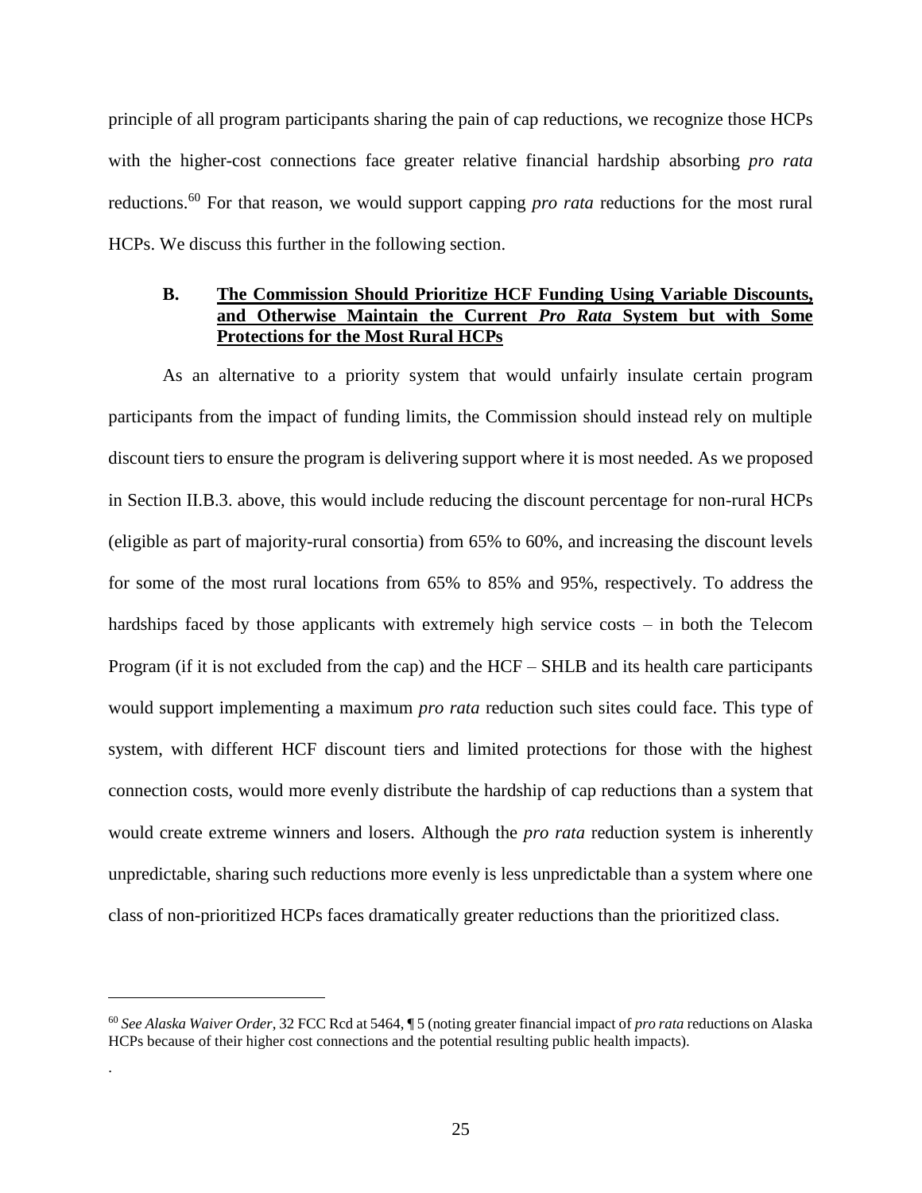principle of all program participants sharing the pain of cap reductions, we recognize those HCPs with the higher-cost connections face greater relative financial hardship absorbing *pro rata* reductions.[60] For that reason, we would support capping *pro rata* reductions for the most rural HCPs. We discuss this further in the following section.

### B. **The Commission Should Prioritize HCF Funding Using Variable Discounts, and Otherwise Maintain the Current *Pro Rata* System but with Some Protections for the Most Rural HCPs**

As an alternative to a priority system that would unfairly insulate certain program participants from the impact of funding limits, the Commission should instead rely on multiple discount tiers to ensure the program is delivering support where it is most needed. As we proposed in Section II.B.3. above, this would include reducing the discount percentage for non-rural HCPs (eligible as part of majority-rural consortia) from 65% to 60%, and increasing the discount levels for some of the most rural locations from 65% to 85% and 95%, respectively. To address the hardships faced by those applicants with extremely high service costs – in both the Telecom Program (if it is not excluded from the cap) and the HCF – SHLB and its health care participants would support implementing a maximum *pro rata* reduction such sites could face. This type of system, with different HCF discount tiers and limited protections for those with the highest connection costs, would more evenly distribute the hardship of cap reductions than a system that would create extreme winners and losers. Although the *pro rata* reduction system is inherently unpredictable, sharing such reductions more evenly is less unpredictable than a system where one class of non-prioritized HCPs faces dramatically greater reductions than the prioritized class.

---

[60] *See Alaska Waiver Order*, 32 FCC Rcd at 5464, ¶ 5 (noting greater financial impact of *pro rata* reductions on Alaska HCPs because of their higher cost connections and the potential resulting public health impacts).

.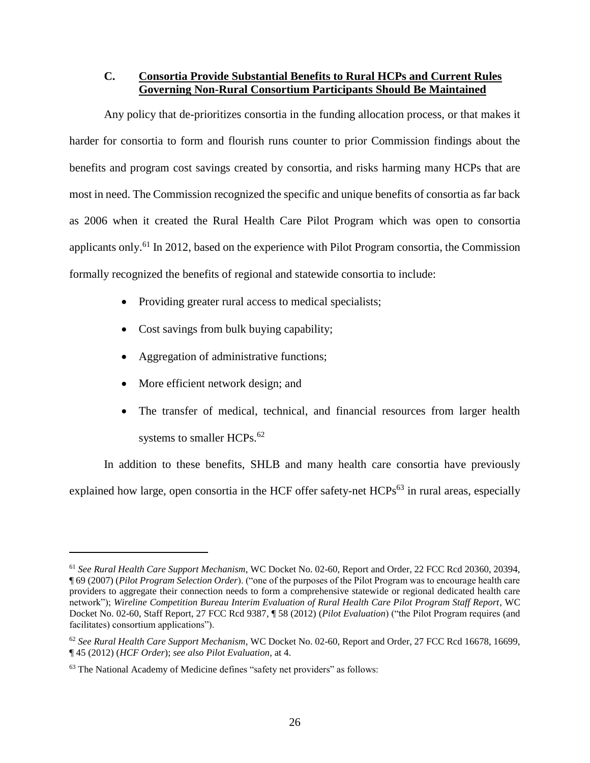### C. Consortia Provide Substantial Benefits to Rural HCPs and Current Rules Governing Non-Rural Consortium Participants Should Be Maintained

Any policy that de-prioritizes consortia in the funding allocation process, or that makes it harder for consortia to form and flourish runs counter to prior Commission findings about the benefits and program cost savings created by consortia, and risks harming many HCPs that are most in need. The Commission recognized the specific and unique benefits of consortia as far back as 2006 when it created the Rural Health Care Pilot Program which was open to consortia applicants only.[61] In 2012, based on the experience with Pilot Program consortia, the Commission formally recognized the benefits of regional and statewide consortia to include:

- Providing greater rural access to medical specialists;
- Cost savings from bulk buying capability;
- Aggregation of administrative functions;
- More efficient network design; and
- The transfer of medical, technical, and financial resources from larger health systems to smaller HCPs.[62]

In addition to these benefits, SHLB and many health care consortia have previously explained how large, open consortia in the HCF offer safety-net HCPs[63] in rural areas, especially

---

[61] *See Rural Health Care Support Mechanism*, WC Docket No. 02-60, Report and Order, 22 FCC Rcd 20360, 20394, ¶ 69 (2007) (*Pilot Program Selection Order*). ("one of the purposes of the Pilot Program was to encourage health care providers to aggregate their connection needs to form a comprehensive statewide or regional dedicated health care network"); *Wireline Competition Bureau Interim Evaluation of Rural Health Care Pilot Program Staff Report*, WC Docket No. 02-60, Staff Report, 27 FCC Rcd 9387, ¶ 58 (2012) (*Pilot Evaluation*) ("the Pilot Program requires (and facilitates) consortium applications").

[62] *See Rural Health Care Support Mechanism*, WC Docket No. 02-60, Report and Order, 27 FCC Rcd 16678, 16699, ¶ 45 (2012) (*HCF Order*); *see also Pilot Evaluation*, at 4.

[63] The National Academy of Medicine defines "safety net providers" as follows: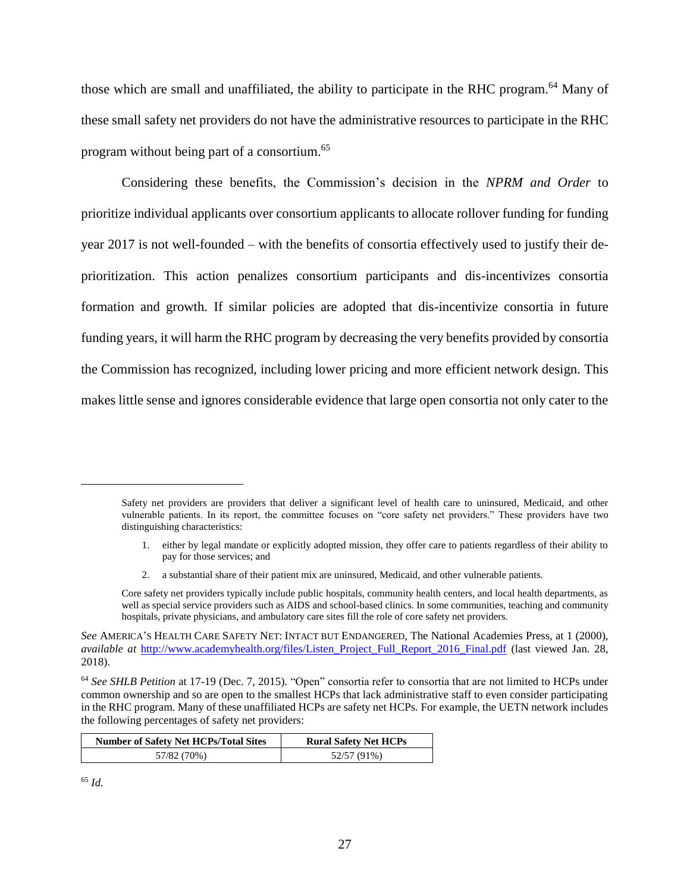those which are small and unaffiliated, the ability to participate in the RHC program.[64] Many of these small safety net providers do not have the administrative resources to participate in the RHC program without being part of a consortium.[65]

Considering these benefits, the Commission's decision in the *NPRM and Order* to prioritize individual applicants over consortium applicants to allocate rollover funding for funding year 2017 is not well-founded – with the benefits of consortia effectively used to justify their de-prioritization. This action penalizes consortium participants and dis-incentivizes consortia formation and growth. If similar policies are adopted that dis-incentivize consortia in future funding years, it will harm the RHC program by decreasing the very benefits provided by consortia the Commission has recognized, including lower pricing and more efficient network design. This makes little sense and ignores considerable evidence that large open consortia not only cater to the

---

> Safety net providers are providers that deliver a significant level of health care to uninsured, Medicaid, and other vulnerable patients. In its report, the committee focuses on "core safety net providers." These providers have two distinguishing characteristics:
>
> 1. either by legal mandate or explicitly adopted mission, they offer care to patients regardless of their ability to pay for those services; and
> 2. a substantial share of their patient mix are uninsured, Medicaid, and other vulnerable patients.
>
> Core safety net providers typically include public hospitals, community health centers, and local health departments, as well as special service providers such as AIDS and school-based clinics. In some communities, teaching and community hospitals, private physicians, and ambulatory care sites fill the role of core safety net providers.

*See* AMERICA'S HEALTH CARE SAFETY NET: INTACT BUT ENDANGERED, The National Academies Press, at 1 (2000), *available at* http://www.academyhealth.org/files/Listen_Project_Full_Report_2016_Final.pdf (last viewed Jan. 28, 2018).

[64] *See SHLB Petition* at 17-19 (Dec. 7, 2015). "Open" consortia refer to consortia that are not limited to HCPs under common ownership and so are open to the smallest HCPs that lack administrative staff to even consider participating in the RHC program. Many of these unaffiliated HCPs are safety net HCPs. For example, the UETN network includes the following percentages of safety net providers:

| Number of Safety Net HCPs/Total Sites | Rural Safety Net HCPs |
|---|---|
| 57/82 (70%) | 52/57 (91%) |

[65] *Id.*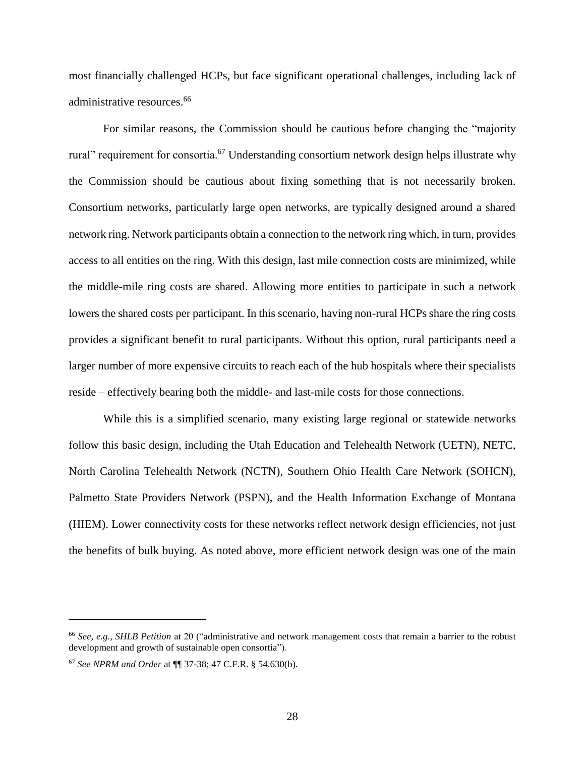most financially challenged HCPs, but face significant operational challenges, including lack of administrative resources.[66]

For similar reasons, the Commission should be cautious before changing the "majority rural" requirement for consortia.[67] Understanding consortium network design helps illustrate why the Commission should be cautious about fixing something that is not necessarily broken. Consortium networks, particularly large open networks, are typically designed around a shared network ring. Network participants obtain a connection to the network ring which, in turn, provides access to all entities on the ring. With this design, last mile connection costs are minimized, while the middle-mile ring costs are shared. Allowing more entities to participate in such a network lowers the shared costs per participant. In this scenario, having non-rural HCPs share the ring costs provides a significant benefit to rural participants. Without this option, rural participants need a larger number of more expensive circuits to reach each of the hub hospitals where their specialists reside – effectively bearing both the middle- and last-mile costs for those connections.

While this is a simplified scenario, many existing large regional or statewide networks follow this basic design, including the Utah Education and Telehealth Network (UETN), NETC, North Carolina Telehealth Network (NCTN), Southern Ohio Health Care Network (SOHCN), Palmetto State Providers Network (PSPN), and the Health Information Exchange of Montana (HIEM). Lower connectivity costs for these networks reflect network design efficiencies, not just the benefits of bulk buying. As noted above, more efficient network design was one of the main

---

[66] *See, e.g., SHLB Petition* at 20 ("administrative and network management costs that remain a barrier to the robust development and growth of sustainable open consortia").

[67] *See NPRM and Order* at ¶¶ 37-38; 47 C.F.R. § 54.630(b).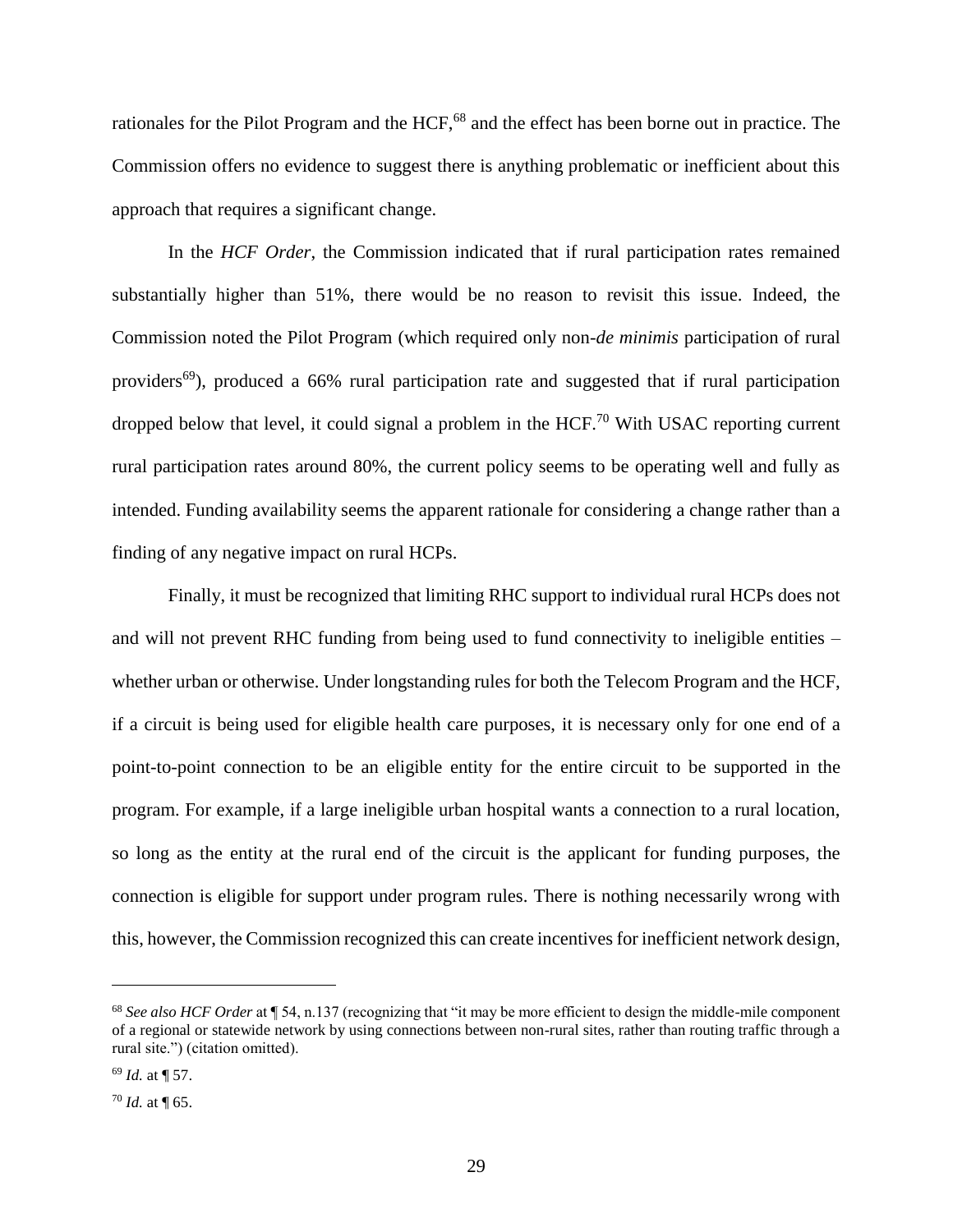rationales for the Pilot Program and the HCF,[68] and the effect has been borne out in practice. The Commission offers no evidence to suggest there is anything problematic or inefficient about this approach that requires a significant change.

In the *HCF Order*, the Commission indicated that if rural participation rates remained substantially higher than 51%, there would be no reason to revisit this issue. Indeed, the Commission noted the Pilot Program (which required only non-*de minimis* participation of rural providers[69]), produced a 66% rural participation rate and suggested that if rural participation dropped below that level, it could signal a problem in the HCF.[70] With USAC reporting current rural participation rates around 80%, the current policy seems to be operating well and fully as intended. Funding availability seems the apparent rationale for considering a change rather than a finding of any negative impact on rural HCPs.

Finally, it must be recognized that limiting RHC support to individual rural HCPs does not and will not prevent RHC funding from being used to fund connectivity to ineligible entities – whether urban or otherwise. Under longstanding rules for both the Telecom Program and the HCF, if a circuit is being used for eligible health care purposes, it is necessary only for one end of a point-to-point connection to be an eligible entity for the entire circuit to be supported in the program. For example, if a large ineligible urban hospital wants a connection to a rural location, so long as the entity at the rural end of the circuit is the applicant for funding purposes, the connection is eligible for support under program rules. There is nothing necessarily wrong with this, however, the Commission recognized this can create incentives for inefficient network design,

---

[68] *See also HCF Order* at ¶ 54, n.137 (recognizing that "it may be more efficient to design the middle-mile component of a regional or statewide network by using connections between non-rural sites, rather than routing traffic through a rural site.") (citation omitted).

[69] *Id.* at ¶ 57.

[70] *Id.* at ¶ 65.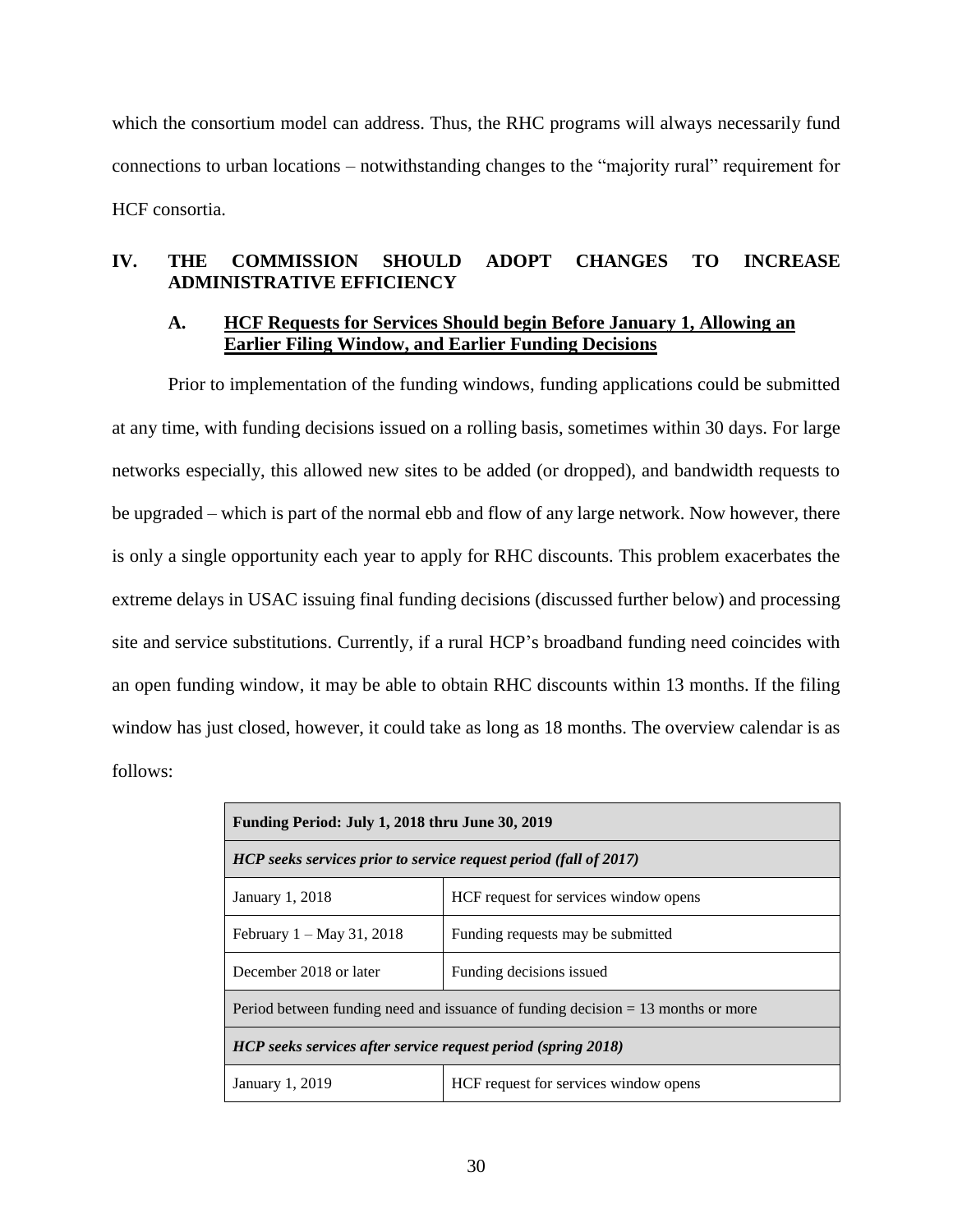which the consortium model can address. Thus, the RHC programs will always necessarily fund connections to urban locations – notwithstanding changes to the "majority rural" requirement for HCF consortia.

## IV. THE COMMISSION SHOULD ADOPT CHANGES TO INCREASE ADMINISTRATIVE EFFICIENCY

### A. HCF Requests for Services Should begin Before January 1, Allowing an Earlier Filing Window, and Earlier Funding Decisions

Prior to implementation of the funding windows, funding applications could be submitted at any time, with funding decisions issued on a rolling basis, sometimes within 30 days. For large networks especially, this allowed new sites to be added (or dropped), and bandwidth requests to be upgraded – which is part of the normal ebb and flow of any large network. Now however, there is only a single opportunity each year to apply for RHC discounts. This problem exacerbates the extreme delays in USAC issuing final funding decisions (discussed further below) and processing site and service substitutions. Currently, if a rural HCP's broadband funding need coincides with an open funding window, it may be able to obtain RHC discounts within 13 months. If the filing window has just closed, however, it could take as long as 18 months. The overview calendar is as follows:

| **Funding Period: July 1, 2018 thru June 30, 2019** | |
|---|---|
| ***HCP seeks services prior to service request period (fall of 2017)*** | |
| January 1, 2018 | HCF request for services window opens |
| February 1 – May 31, 2018 | Funding requests may be submitted |
| December 2018 or later | Funding decisions issued |
| Period between funding need and issuance of funding decision = 13 months or more | |
| ***HCP seeks services after service request period (spring 2018)*** | |
| January 1, 2019 | HCF request for services window opens |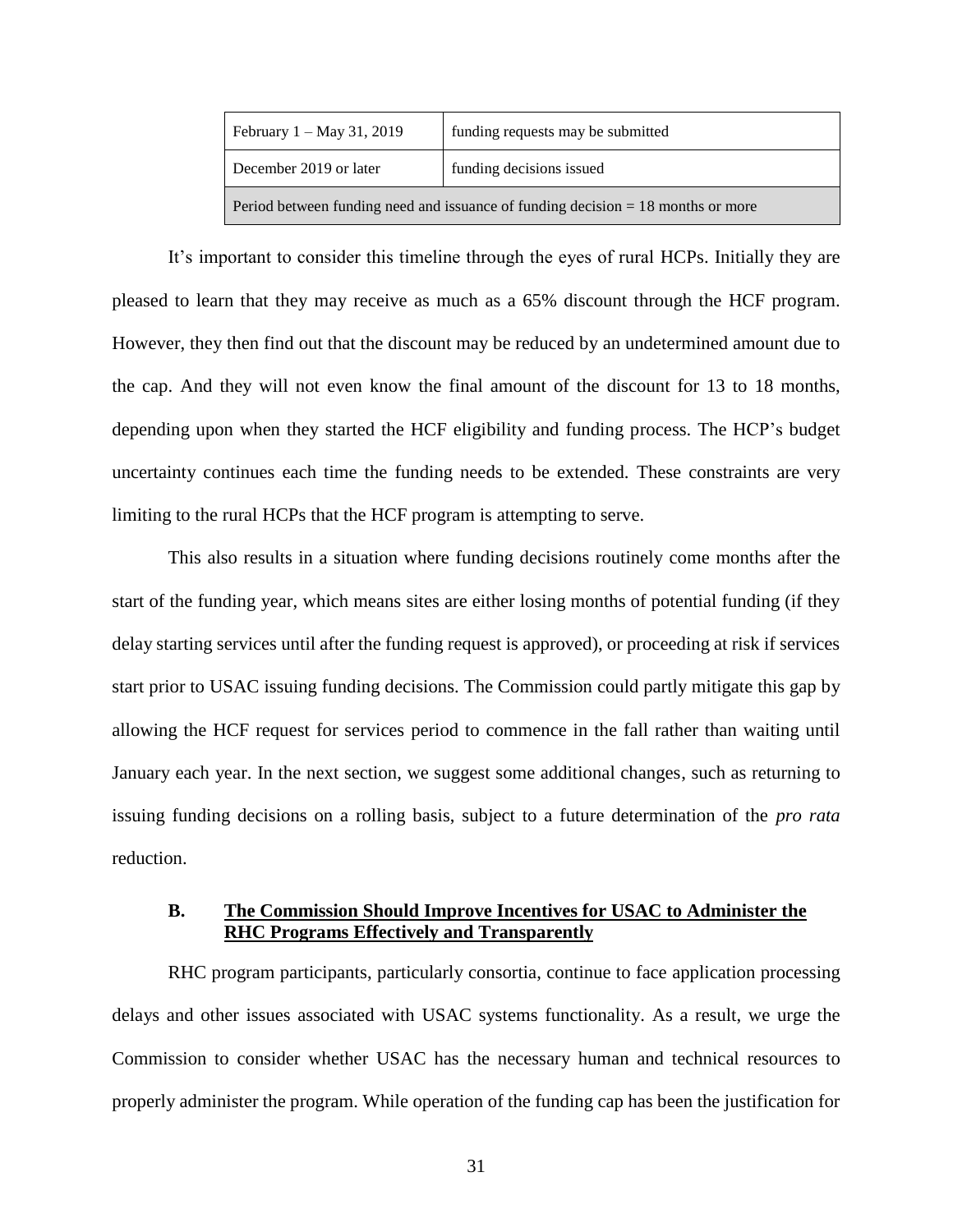| February 1 – May 31, 2019 | funding requests may be submitted |
| --- | --- |
| December 2019 or later | funding decisions issued |
| Period between funding need and issuance of funding decision = 18 months or more | |

It's important to consider this timeline through the eyes of rural HCPs. Initially they are pleased to learn that they may receive as much as a 65% discount through the HCF program. However, they then find out that the discount may be reduced by an undetermined amount due to the cap. And they will not even know the final amount of the discount for 13 to 18 months, depending upon when they started the HCF eligibility and funding process. The HCP's budget uncertainty continues each time the funding needs to be extended. These constraints are very limiting to the rural HCPs that the HCF program is attempting to serve.

This also results in a situation where funding decisions routinely come months after the start of the funding year, which means sites are either losing months of potential funding (if they delay starting services until after the funding request is approved), or proceeding at risk if services start prior to USAC issuing funding decisions. The Commission could partly mitigate this gap by allowing the HCF request for services period to commence in the fall rather than waiting until January each year. In the next section, we suggest some additional changes, such as returning to issuing funding decisions on a rolling basis, subject to a future determination of the *pro rata* reduction.

### B. The Commission Should Improve Incentives for USAC to Administer the RHC Programs Effectively and Transparently

RHC program participants, particularly consortia, continue to face application processing delays and other issues associated with USAC systems functionality. As a result, we urge the Commission to consider whether USAC has the necessary human and technical resources to properly administer the program. While operation of the funding cap has been the justification for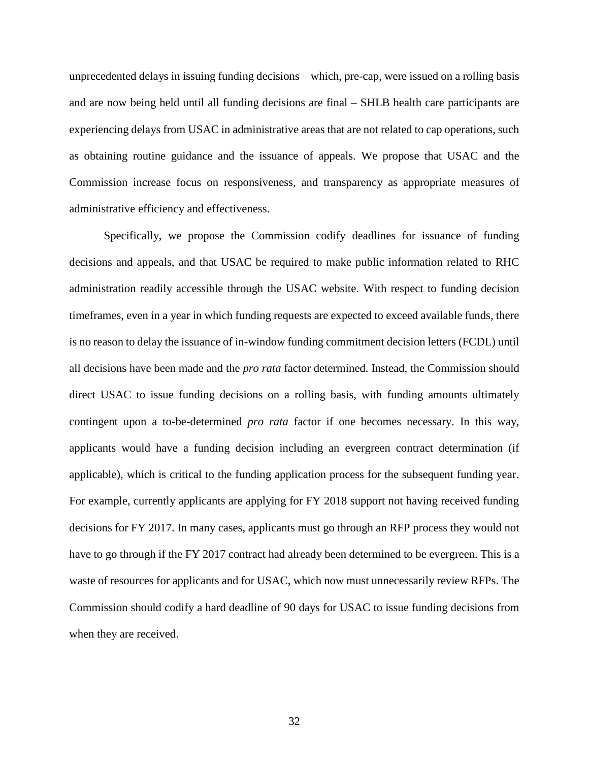unprecedented delays in issuing funding decisions – which, pre-cap, were issued on a rolling basis and are now being held until all funding decisions are final – SHLB health care participants are experiencing delays from USAC in administrative areas that are not related to cap operations, such as obtaining routine guidance and the issuance of appeals. We propose that USAC and the Commission increase focus on responsiveness, and transparency as appropriate measures of administrative efficiency and effectiveness.

Specifically, we propose the Commission codify deadlines for issuance of funding decisions and appeals, and that USAC be required to make public information related to RHC administration readily accessible through the USAC website. With respect to funding decision timeframes, even in a year in which funding requests are expected to exceed available funds, there is no reason to delay the issuance of in-window funding commitment decision letters (FCDL) until all decisions have been made and the *pro rata* factor determined. Instead, the Commission should direct USAC to issue funding decisions on a rolling basis, with funding amounts ultimately contingent upon a to-be-determined *pro rata* factor if one becomes necessary. In this way, applicants would have a funding decision including an evergreen contract determination (if applicable), which is critical to the funding application process for the subsequent funding year. For example, currently applicants are applying for FY 2018 support not having received funding decisions for FY 2017. In many cases, applicants must go through an RFP process they would not have to go through if the FY 2017 contract had already been determined to be evergreen. This is a waste of resources for applicants and for USAC, which now must unnecessarily review RFPs. The Commission should codify a hard deadline of 90 days for USAC to issue funding decisions from when they are received.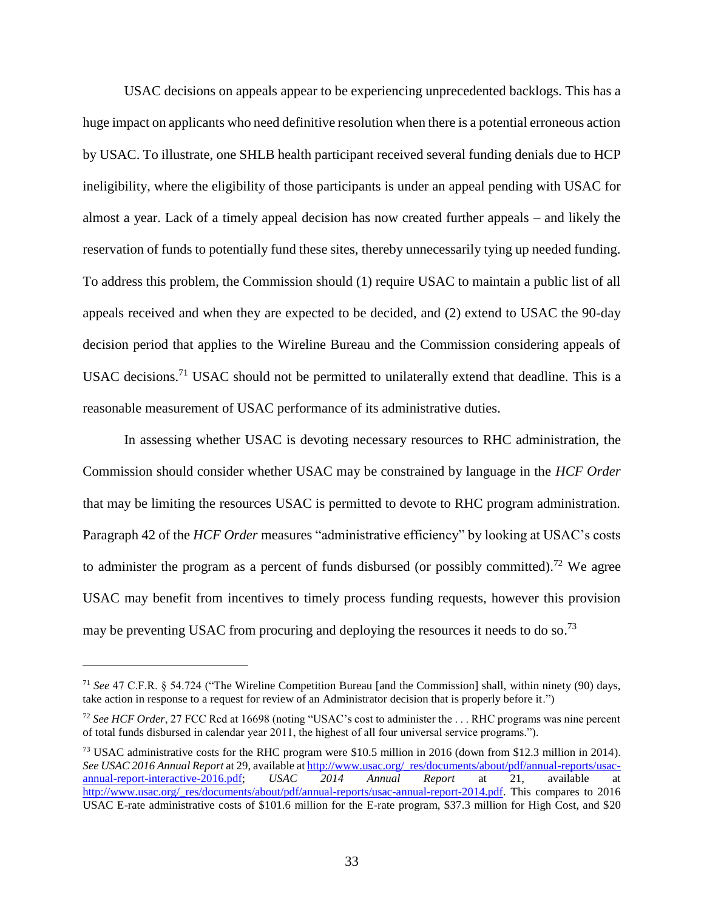USAC decisions on appeals appear to be experiencing unprecedented backlogs. This has a huge impact on applicants who need definitive resolution when there is a potential erroneous action by USAC. To illustrate, one SHLB health participant received several funding denials due to HCP ineligibility, where the eligibility of those participants is under an appeal pending with USAC for almost a year. Lack of a timely appeal decision has now created further appeals – and likely the reservation of funds to potentially fund these sites, thereby unnecessarily tying up needed funding. To address this problem, the Commission should (1) require USAC to maintain a public list of all appeals received and when they are expected to be decided, and (2) extend to USAC the 90-day decision period that applies to the Wireline Bureau and the Commission considering appeals of USAC decisions.[71] USAC should not be permitted to unilaterally extend that deadline. This is a reasonable measurement of USAC performance of its administrative duties.

In assessing whether USAC is devoting necessary resources to RHC administration, the Commission should consider whether USAC may be constrained by language in the *HCF Order* that may be limiting the resources USAC is permitted to devote to RHC program administration. Paragraph 42 of the *HCF Order* measures "administrative efficiency" by looking at USAC's costs to administer the program as a percent of funds disbursed (or possibly committed).[72] We agree USAC may benefit from incentives to timely process funding requests, however this provision may be preventing USAC from procuring and deploying the resources it needs to do so.[73]

---

[71] *See* 47 C.F.R. § 54.724 ("The Wireline Competition Bureau [and the Commission] shall, within ninety (90) days, take action in response to a request for review of an Administrator decision that is properly before it.")

[72] *See HCF Order*, 27 FCC Rcd at 16698 (noting "USAC's cost to administer the . . . RHC programs was nine percent of total funds disbursed in calendar year 2011, the highest of all four universal service programs.").

[73] USAC administrative costs for the RHC program were $10.5 million in 2016 (down from $12.3 million in 2014). *See USAC 2016 Annual Report* at 29, available at http://www.usac.org/_res/documents/about/pdf/annual-reports/usac-annual-report-interactive-2016.pdf; *USAC 2014 Annual Report* at 21, available at http://www.usac.org/_res/documents/about/pdf/annual-reports/usac-annual-report-2014.pdf. This compares to 2016 USAC E-rate administrative costs of $101.6 million for the E-rate program, $37.3 million for High Cost, and $20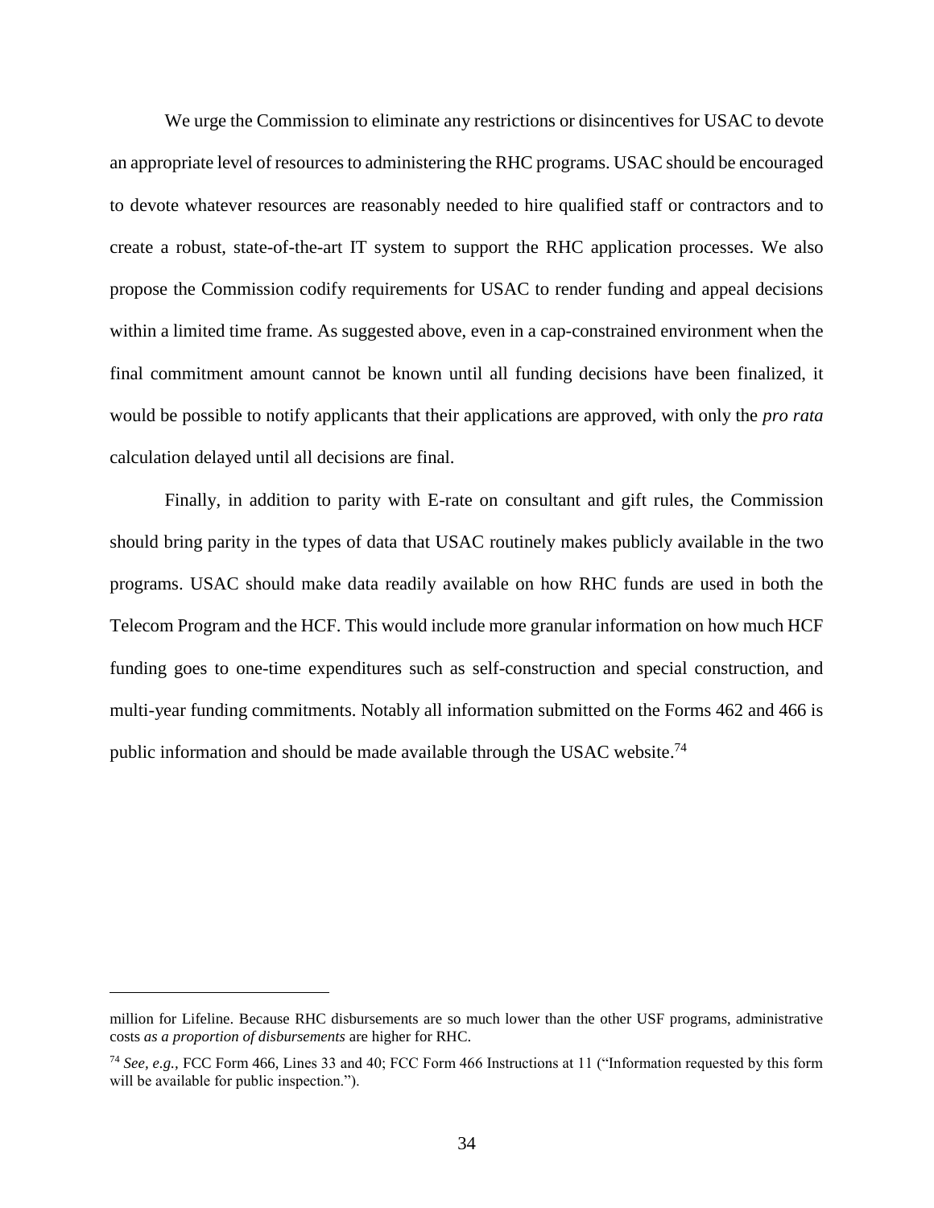We urge the Commission to eliminate any restrictions or disincentives for USAC to devote an appropriate level of resources to administering the RHC programs. USAC should be encouraged to devote whatever resources are reasonably needed to hire qualified staff or contractors and to create a robust, state-of-the-art IT system to support the RHC application processes. We also propose the Commission codify requirements for USAC to render funding and appeal decisions within a limited time frame. As suggested above, even in a cap-constrained environment when the final commitment amount cannot be known until all funding decisions have been finalized, it would be possible to notify applicants that their applications are approved, with only the *pro rata* calculation delayed until all decisions are final.

Finally, in addition to parity with E-rate on consultant and gift rules, the Commission should bring parity in the types of data that USAC routinely makes publicly available in the two programs. USAC should make data readily available on how RHC funds are used in both the Telecom Program and the HCF. This would include more granular information on how much HCF funding goes to one-time expenditures such as self-construction and special construction, and multi-year funding commitments. Notably all information submitted on the Forms 462 and 466 is public information and should be made available through the USAC website.[74]

---

million for Lifeline. Because RHC disbursements are so much lower than the other USF programs, administrative costs *as a proportion of disbursements* are higher for RHC.

[74] *See, e.g.,* FCC Form 466, Lines 33 and 40; FCC Form 466 Instructions at 11 ("Information requested by this form will be available for public inspection.").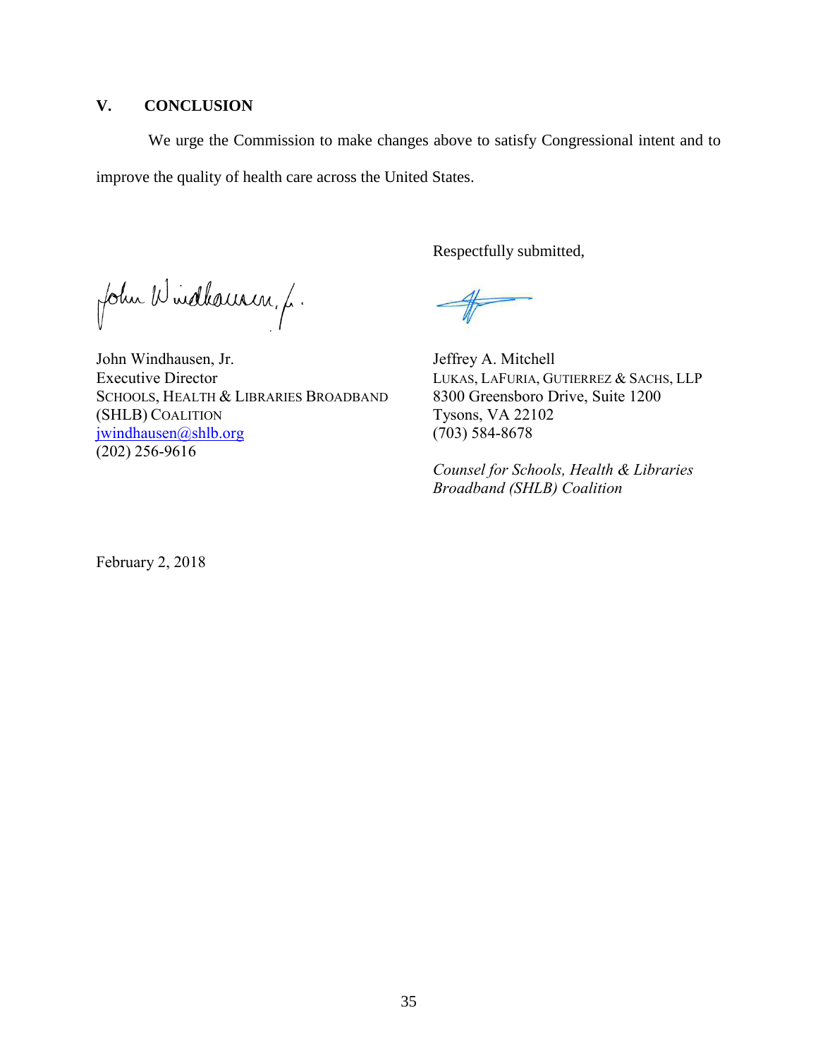## V. CONCLUSION

We urge the Commission to make changes above to satisfy Congressional intent and to improve the quality of health care across the United States.

Respectfully submitted,

John Windhausen, Jr.
Executive Director
SCHOOLS, HEALTH & LIBRARIES BROADBAND (SHLB) COALITION
jwindhausen@shlb.org
(202) 256-9616

Jeffrey A. Mitchell
LUKAS, LAFURIA, GUTIERREZ & SACHS, LLP
8300 Greensboro Drive, Suite 1200
Tysons, VA 22102
(703) 584-8678

*Counsel for Schools, Health & Libraries Broadband (SHLB) Coalition*

February 2, 2018